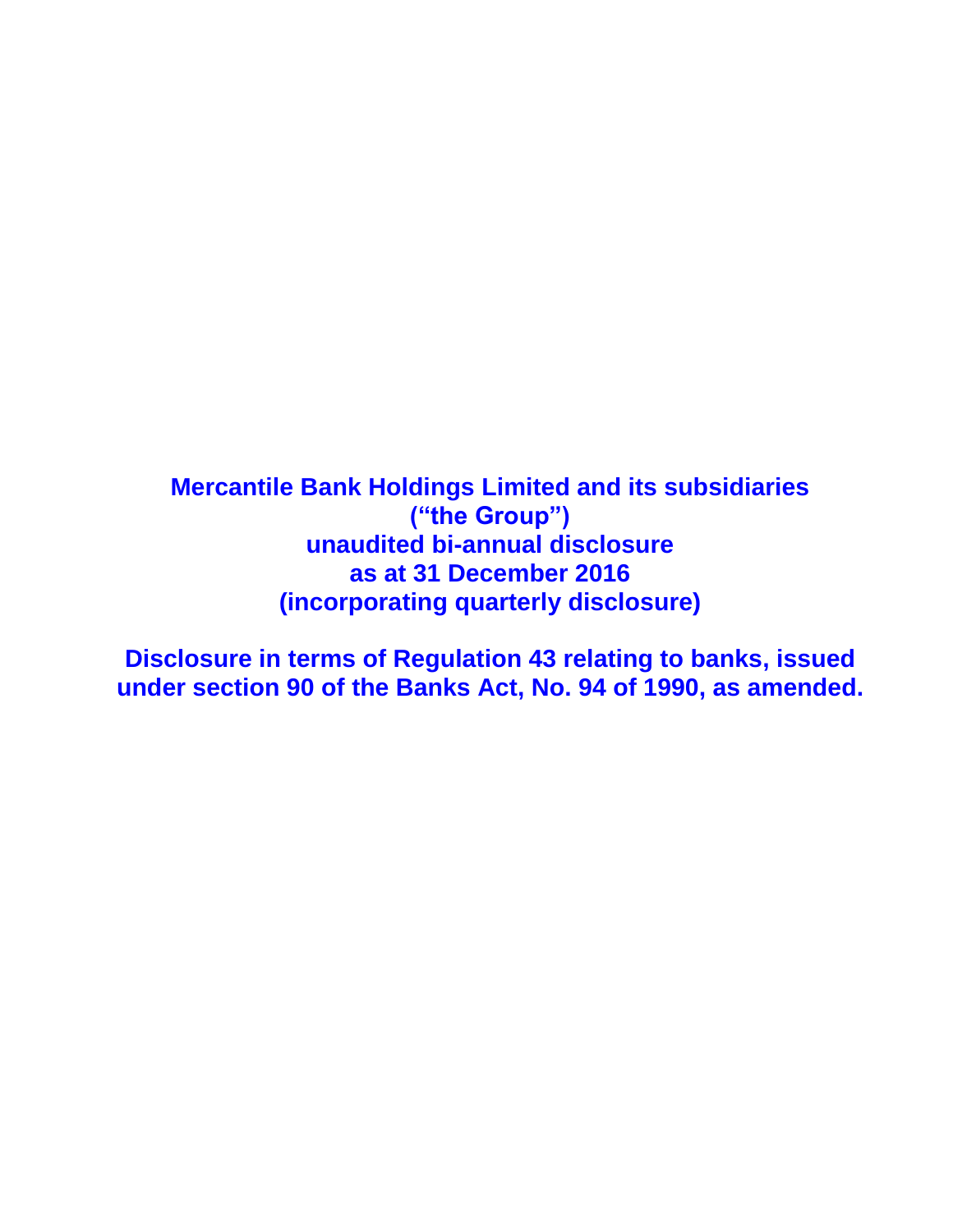# Mercantile Bank Holdings Limited and its subsidiaries
# ("the Group")
# unaudited bi-annual disclosure
# as at 31 December 2016
# (incorporating quarterly disclosure)

**Disclosure in terms of Regulation 43 relating to banks, issued under section 90 of the Banks Act, No. 94 of 1990, as amended.**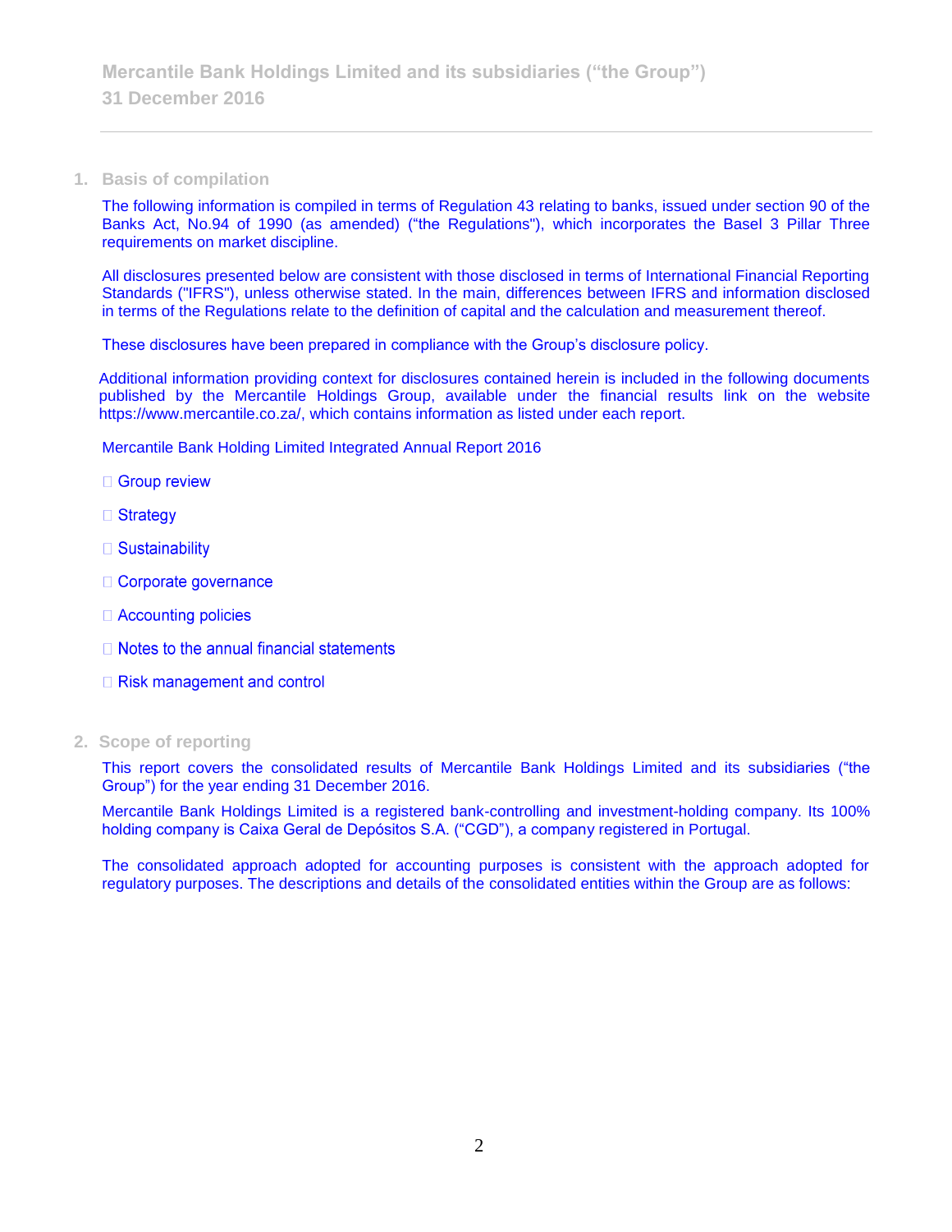## 1. Basis of compilation

The following information is compiled in terms of Regulation 43 relating to banks, issued under section 90 of the Banks Act, No.94 of 1990 (as amended) ("the Regulations"), which incorporates the Basel 3 Pillar Three requirements on market discipline.

All disclosures presented below are consistent with those disclosed in terms of International Financial Reporting Standards ("IFRS"), unless otherwise stated. In the main, differences between IFRS and information disclosed in terms of the Regulations relate to the definition of capital and the calculation and measurement thereof.

These disclosures have been prepared in compliance with the Group's disclosure policy.

Additional information providing context for disclosures contained herein is included in the following documents published by the Mercantile Holdings Group, available under the financial results link on the website https://www.mercantile.co.za/, which contains information as listed under each report.

Mercantile Bank Holding Limited Integrated Annual Report 2016

- Group review
- Strategy
- Sustainability
- Corporate governance
- Accounting policies
- Notes to the annual financial statements
- Risk management and control

## 2. Scope of reporting

This report covers the consolidated results of Mercantile Bank Holdings Limited and its subsidiaries ("the Group") for the year ending 31 December 2016.

Mercantile Bank Holdings Limited is a registered bank-controlling and investment-holding company. Its 100% holding company is Caixa Geral de Depósitos S.A. ("CGD"), a company registered in Portugal.

The consolidated approach adopted for accounting purposes is consistent with the approach adopted for regulatory purposes. The descriptions and details of the consolidated entities within the Group are as follows: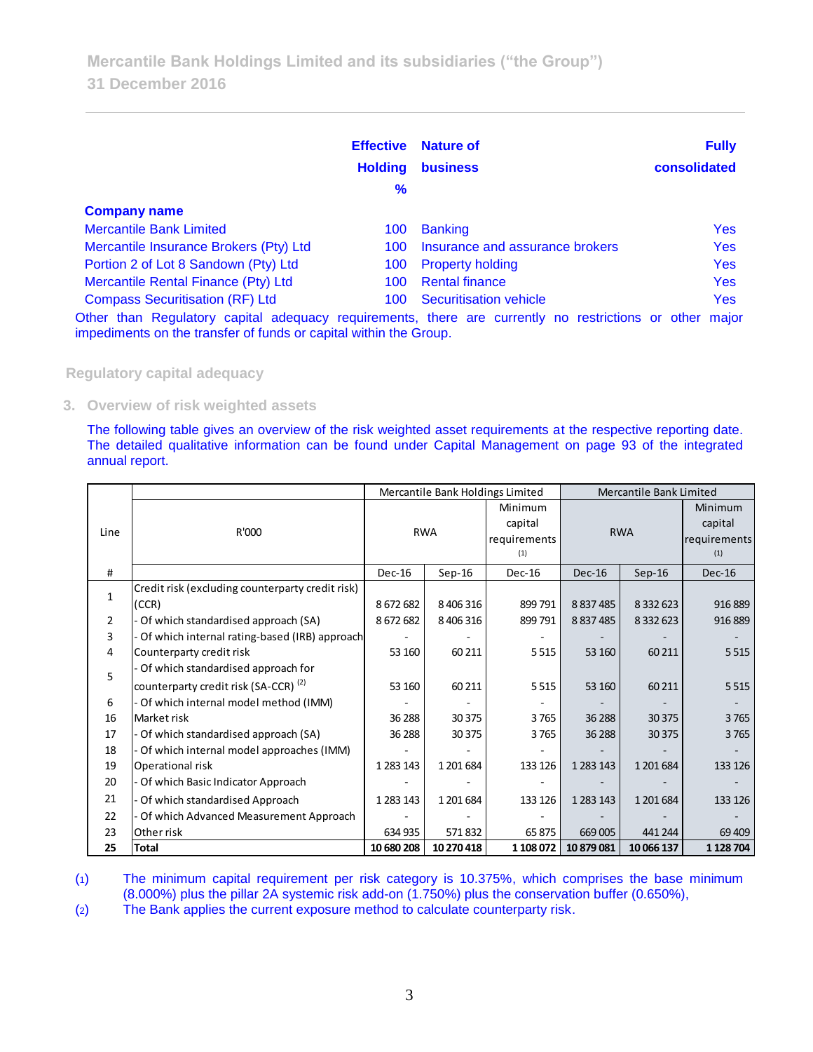|  | Effective Holding % | Nature of business | Fully consolidated |
|---|---|---|---|
| **Company name** |  |  |  |
| Mercantile Bank Limited | 100 | Banking | Yes |
| Mercantile Insurance Brokers (Pty) Ltd | 100 | Insurance and assurance brokers | Yes |
| Portion 2 of Lot 8 Sandown (Pty) Ltd | 100 | Property holding | Yes |
| Mercantile Rental Finance (Pty) Ltd | 100 | Rental finance | Yes |
| Compass Securitisation (RF) Ltd | 100 | Securitisation vehicle | Yes |

Other than Regulatory capital adequacy requirements, there are currently no restrictions or other major impediments on the transfer of funds or capital within the Group.

## Regulatory capital adequacy

### 3. Overview of risk weighted assets

The following table gives an overview of the risk weighted asset requirements at the respective reporting date. The detailed qualitative information can be found under Capital Management on page 93 of the integrated annual report.

| Line | R'000 | Mercantile Bank Holdings Limited |  |  | Mercantile Bank Limited |  |  |
|---|---|---|---|---|---|---|---|
|  |  | RWA |  | Minimum capital requirements (1) | RWA |  | Minimum capital requirements (1) |
| # |  | Dec-16 | Sep-16 | Dec-16 | Dec-16 | Sep-16 | Dec-16 |
| 1 | Credit risk (excluding counterparty credit risk) (CCR) | 8 672 682 | 8 406 316 | 899 791 | 8 837 485 | 8 332 623 | 916 889 |
| 2 | - Of which standardised approach (SA) | 8 672 682 | 8 406 316 | 899 791 | 8 837 485 | 8 332 623 | 916 889 |
| 3 | - Of which internal rating-based (IRB) approach | - | - | - | - | - | - |
| 4 | Counterparty credit risk | 53 160 | 60 211 | 5 515 | 53 160 | 60 211 | 5 515 |
| 5 | - Of which standardised approach for counterparty credit risk (SA-CCR) (2) | 53 160 | 60 211 | 5 515 | 53 160 | 60 211 | 5 515 |
| 6 | - Of which internal model method (IMM) | - | - | - | - | - | - |
| 16 | Market risk | 36 288 | 30 375 | 3 765 | 36 288 | 30 375 | 3 765 |
| 17 | - Of which standardised approach (SA) | 36 288 | 30 375 | 3 765 | 36 288 | 30 375 | 3 765 |
| 18 | - Of which internal model approaches (IMM) | - | - | - | - | - | - |
| 19 | Operational risk | 1 283 143 | 1 201 684 | 133 126 | 1 283 143 | 1 201 684 | 133 126 |
| 20 | - Of which Basic Indicator Approach | - | - | - | - | - | - |
| 21 | - Of which standardised Approach | 1 283 143 | 1 201 684 | 133 126 | 1 283 143 | 1 201 684 | 133 126 |
| 22 | - Of which Advanced Measurement Approach | - | - | - | - | - | - |
| 23 | Other risk | 634 935 | 571 832 | 65 875 | 669 005 | 441 244 | 69 409 |
| **25** | **Total** | **10 680 208** | **10 270 418** | **1 108 072** | **10 879 081** | **10 066 137** | **1 128 704** |

(1) The minimum capital requirement per risk category is 10.375%, which comprises the base minimum (8.000%) plus the pillar 2A systemic risk add-on (1.750%) plus the conservation buffer (0.650%),

(2) The Bank applies the current exposure method to calculate counterparty risk.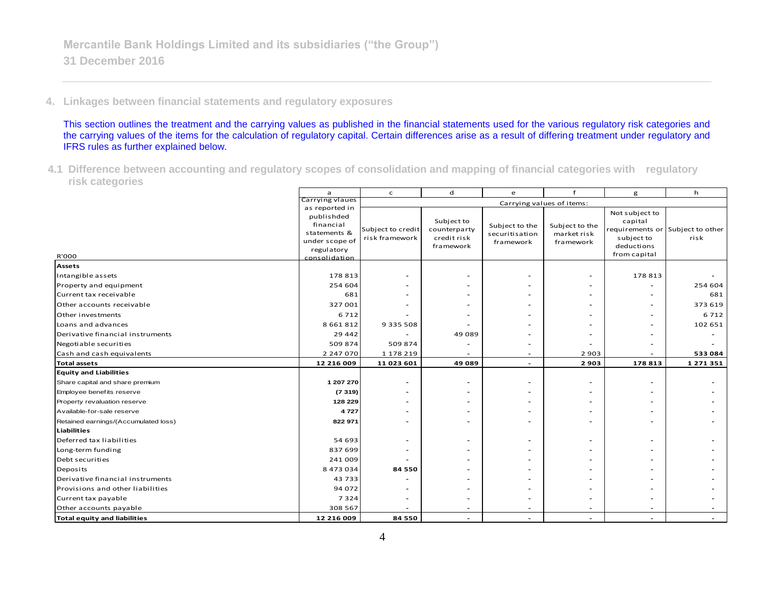# Mercantile Bank Holdings Limited and its subsidiaries ("the Group")

**31 December 2016**

## 4. Linkages between financial statements and regulatory exposures

This section outlines the treatment and the carrying values as published in the financial statements used for the various regulatory risk categories and the carrying values of the items for the calculation of regulatory capital. Certain differences arise as a result of differing treatment under regulatory and IFRS rules as further explained below.

### 4.1 Difference between accounting and regulatory scopes of consolidation and mapping of financial categories with regulatory risk categories

| | a | c | d | e | f | g | h |
|---|---|---|---|---|---|---|---|
| | Carrying vlaues as reported in publishded financial statements & under scope of regulatory consolidation | Carrying values of items: | | | | | |
| R'000 | | Subject to credit risk framework | Subject to counterparty credit risk framework | Subject to the securitisation framework | Subject to the market risk framework | Not subject to capital requirements or subject to deductions from capital | Subject to other risk |
| **Assets** | | | | | | | |
| Intangible assets | 178 813 | - | - | - | - | 178 813 | - |
| Property and equipment | 254 604 | - | - | - | - | - | 254 604 |
| Current tax receivable | 681 | - | - | - | - | - | 681 |
| Other accounts receivable | 327 001 | - | - | - | - | - | 373 619 |
| Other investments | 6 712 | - | - | - | - | - | 6 712 |
| Loans and advances | 8 661 812 | 9 335 508 | - | - | - | - | 102 651 |
| Derivative financial instruments | 29 442 | - | 49 089 | - | - | - | - |
| Negotiable securities | 509 874 | 509 874 | - | - | - | - | - |
| Cash and cash equivalents | 2 247 070 | 1 178 219 | - | - | 2 903 | - | 533 084 |
| **Total assets** | **12 216 009** | **11 023 601** | **49 089** | **-** | **2 903** | **178 813** | **1 271 351** |
| **Equity and Liabilities** | | | | | | | |
| Share capital and share premium | **1 207 270** | - | - | - | - | - | - |
| Employee benefits reserve | **(7 319)** | - | - | - | - | - | - |
| Property revaluation reserve | **128 229** | - | - | - | - | - | - |
| Available-for-sale reserve | **4 727** | - | - | - | - | - | - |
| Retained earnings/(Accumulated loss) | **822 971** | - | - | - | - | - | - |
| **Liabilities** | | | | | | | |
| Deferred tax liabilities | 54 693 | - | - | - | - | - | - |
| Long-term funding | 837 699 | - | - | - | - | - | - |
| Debt securities | 241 009 | - | - | - | - | - | - |
| Deposits | 8 473 034 | **84 550** | - | - | - | - | - |
| Derivative financial instruments | 43 733 | - | - | - | - | - | - |
| Provisions and other liabilities | 94 072 | - | - | - | - | - | - |
| Current tax payable | 7 324 | - | - | - | - | - | - |
| Other accounts payable | 308 567 | - | - | - | - | - | - |
| **Total equity and liabilities** | **12 216 009** | **84 550** | **-** | **-** | **-** | **-** | **-** |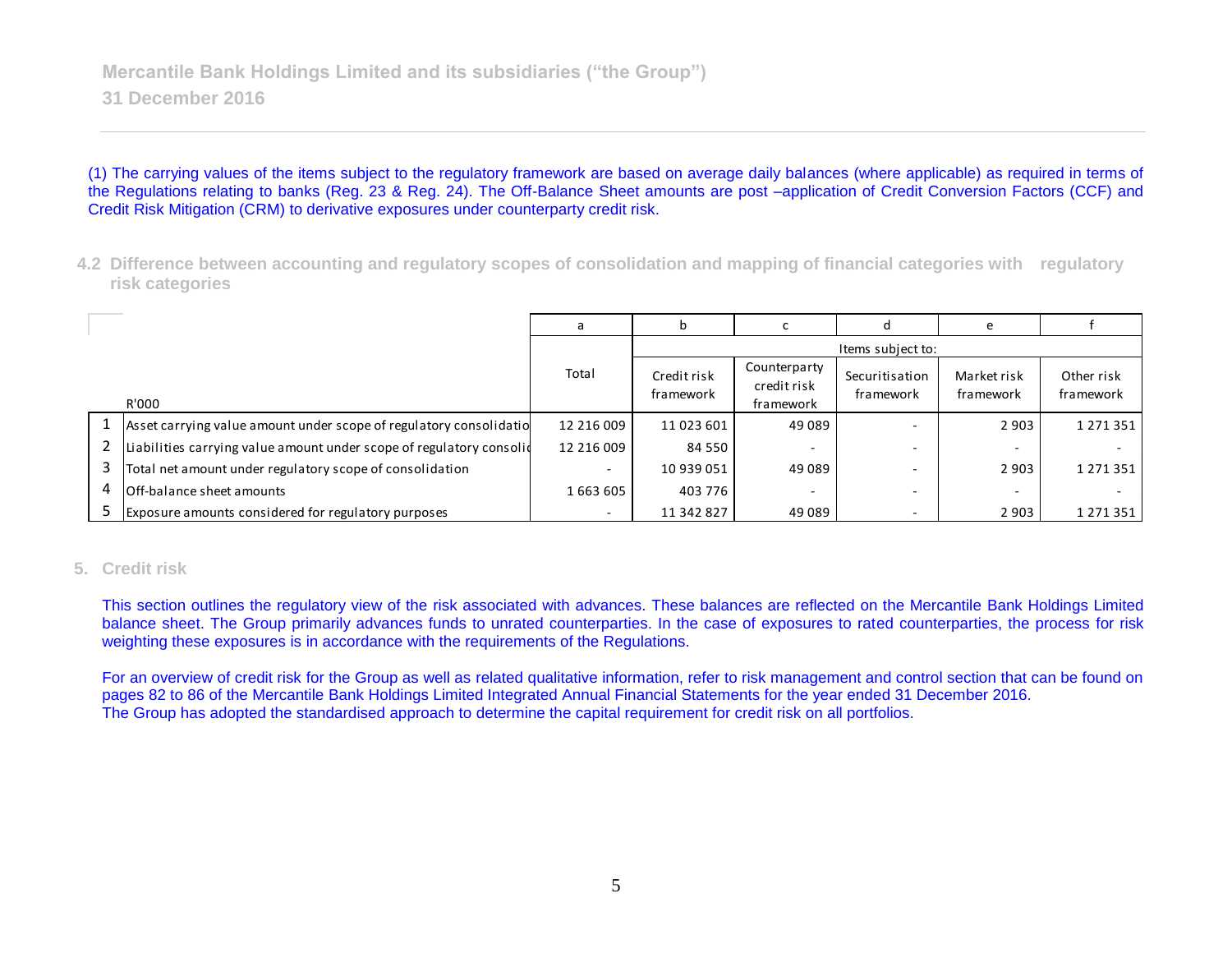(1) The carrying values of the items subject to the regulatory framework are based on average daily balances (where applicable) as required in terms of the Regulations relating to banks (Reg. 23 & Reg. 24). The Off-Balance Sheet amounts are post –application of Credit Conversion Factors (CCF) and Credit Risk Mitigation (CRM) to derivative exposures under counterparty credit risk.

## 4.2 Difference between accounting and regulatory scopes of consolidation and mapping of financial categories with regulatory risk categories

| | | a | b | c | d | e | f |
|---|---|---|---|---|---|---|---|
| | | | Items subject to: | | | | |
| | R'000 | Total | Credit risk framework | Counterparty credit risk framework | Securitisation framework | Market risk framework | Other risk framework |
| 1 | Asset carrying value amount under scope of regulatory consolidatio | 12 216 009 | 11 023 601 | 49 089 | - | 2 903 | 1 271 351 |
| 2 | Liabilities carrying value amount under scope of regulatory consolid | 12 216 009 | 84 550 | - | - | - | - |
| 3 | Total net amount under regulatory scope of consolidation | - | 10 939 051 | 49 089 | - | 2 903 | 1 271 351 |
| 4 | Off-balance sheet amounts | 1 663 605 | 403 776 | - | - | - | - |
| 5 | Exposure amounts considered for regulatory purposes | - | 11 342 827 | 49 089 | - | 2 903 | 1 271 351 |

## 5. Credit risk

This section outlines the regulatory view of the risk associated with advances. These balances are reflected on the Mercantile Bank Holdings Limited balance sheet. The Group primarily advances funds to unrated counterparties. In the case of exposures to rated counterparties, the process for risk weighting these exposures is in accordance with the requirements of the Regulations.

For an overview of credit risk for the Group as well as related qualitative information, refer to risk management and control section that can be found on pages 82 to 86 of the Mercantile Bank Holdings Limited Integrated Annual Financial Statements for the year ended 31 December 2016.
The Group has adopted the standardised approach to determine the capital requirement for credit risk on all portfolios.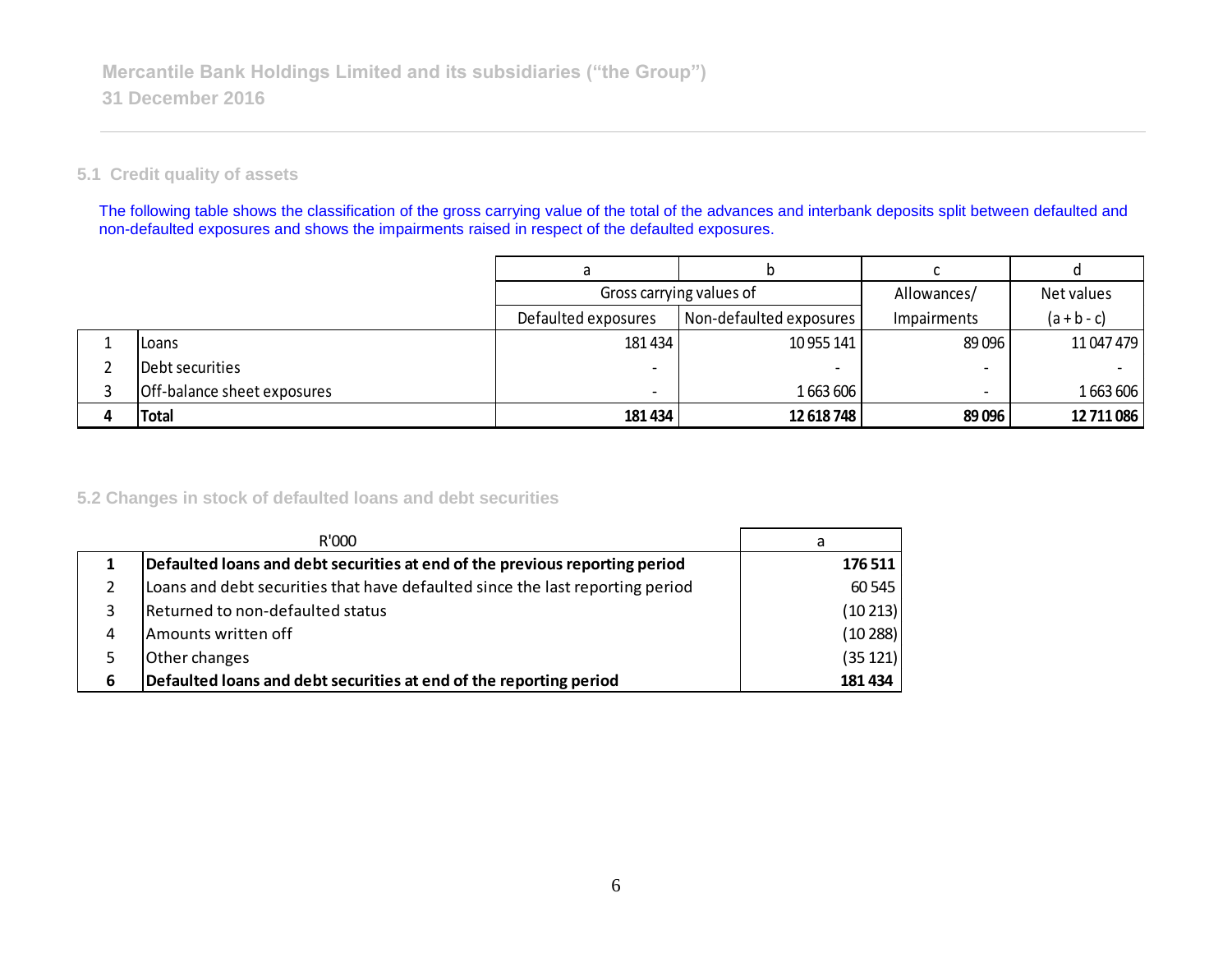## 5.1 Credit quality of assets

The following table shows the classification of the gross carrying value of the total of the advances and interbank deposits split between defaulted and non-defaulted exposures and shows the impairments raised in respect of the defaulted exposures.

| | | a | b | c | d |
|---|---|---|---|---|---|
| | | Gross carrying values of | | Allowances/ | Net values |
| | | Defaulted exposures | Non-defaulted exposures | Impairments | (a + b - c) |
| 1 | Loans | 181 434 | 10 955 141 | 89 096 | 11 047 479 |
| 2 | Debt securities | - | - | - | - |
| 3 | Off-balance sheet exposures | - | 1 663 606 | - | 1 663 606 |
| **4** | **Total** | **181 434** | **12 618 748** | **89 096** | **12 711 086** |

## 5.2 Changes in stock of defaulted loans and debt securities

| | R'000 | a |
|---|---|---|
| **1** | **Defaulted loans and debt securities at end of the previous reporting period** | **176 511** |
| 2 | Loans and debt securities that have defaulted since the last reporting period | 60 545 |
| 3 | Returned to non-defaulted status | (10 213) |
| 4 | Amounts written off | (10 288) |
| 5 | Other changes | (35 121) |
| **6** | **Defaulted loans and debt securities at end of the reporting period** | **181 434** |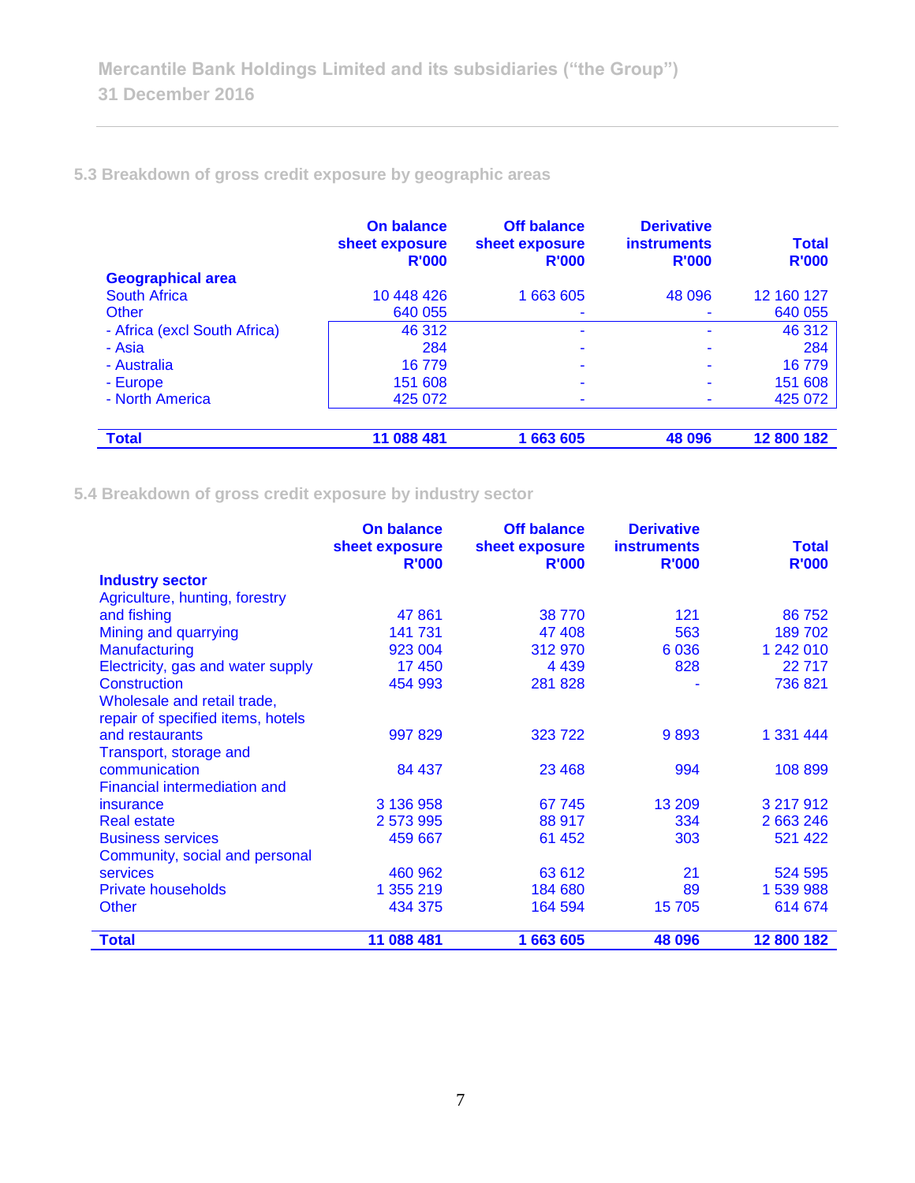### 5.3 Breakdown of gross credit exposure by geographic areas

| | On balance sheet exposure R'000 | Off balance sheet exposure R'000 | Derivative instruments R'000 | Total R'000 |
|---|---|---|---|---|
| **Geographical area** | | | | |
| South Africa | 10 448 426 | 1 663 605 | 48 096 | 12 160 127 |
| Other | 640 055 | - | - | 640 055 |
| - Africa (excl South Africa) | 46 312 | - | - | 46 312 |
| - Asia | 284 | - | - | 284 |
| - Australia | 16 779 | - | - | 16 779 |
| - Europe | 151 608 | - | - | 151 608 |
| - North America | 425 072 | - | - | 425 072 |
| **Total** | **11 088 481** | **1 663 605** | **48 096** | **12 800 182** |

### 5.4 Breakdown of gross credit exposure by industry sector

| | On balance sheet exposure R'000 | Off balance sheet exposure R'000 | Derivative instruments R'000 | Total R'000 |
|---|---|---|---|---|
| **Industry sector** | | | | |
| Agriculture, hunting, forestry and fishing | 47 861 | 38 770 | 121 | 86 752 |
| Mining and quarrying | 141 731 | 47 408 | 563 | 189 702 |
| Manufacturing | 923 004 | 312 970 | 6 036 | 1 242 010 |
| Electricity, gas and water supply | 17 450 | 4 439 | 828 | 22 717 |
| Construction | 454 993 | 281 828 | - | 736 821 |
| Wholesale and retail trade, repair of specified items, hotels and restaurants | 997 829 | 323 722 | 9 893 | 1 331 444 |
| Transport, storage and communication | 84 437 | 23 468 | 994 | 108 899 |
| Financial intermediation and insurance | 3 136 958 | 67 745 | 13 209 | 3 217 912 |
| Real estate | 2 573 995 | 88 917 | 334 | 2 663 246 |
| Business services | 459 667 | 61 452 | 303 | 521 422 |
| Community, social and personal services | 460 962 | 63 612 | 21 | 524 595 |
| Private households | 1 355 219 | 184 680 | 89 | 1 539 988 |
| Other | 434 375 | 164 594 | 15 705 | 614 674 |
| **Total** | **11 088 481** | **1 663 605** | **48 096** | **12 800 182** |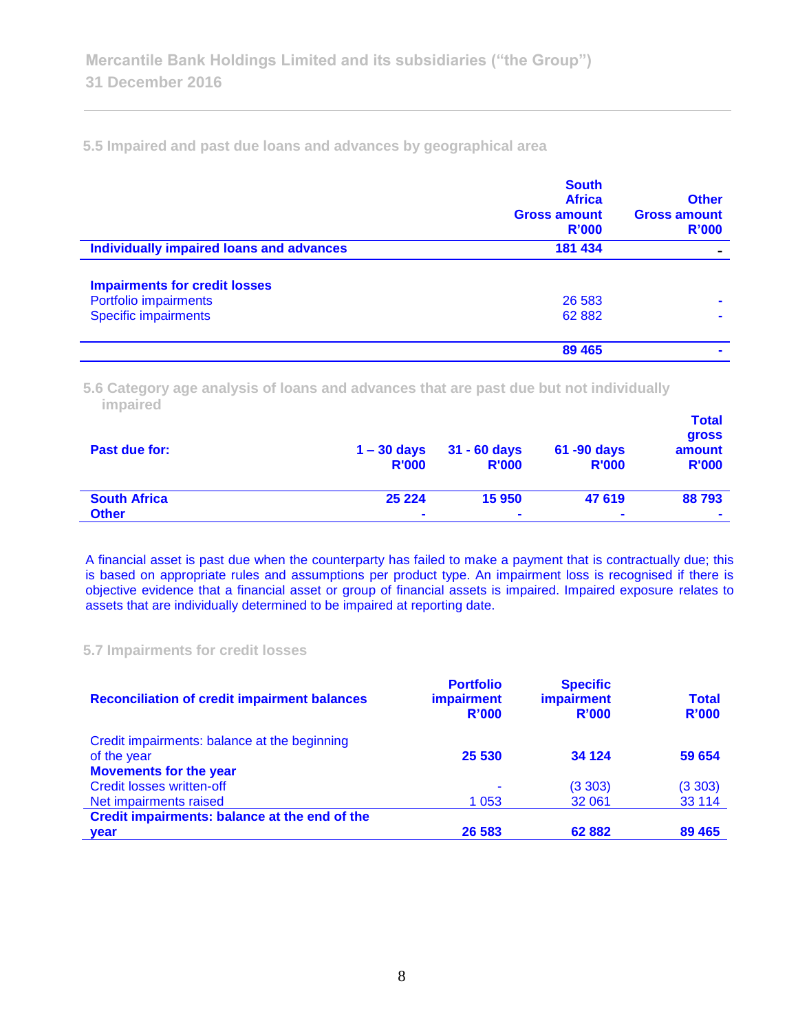### 5.5 Impaired and past due loans and advances by geographical area

| | South Africa Gross amount R'000 | Other Gross amount R'000 |
|---|---|---|
| **Individually impaired loans and advances** | **181 434** | **-** |
| | | |
| **Impairments for credit losses** | | |
| Portfolio impairments | 26 583 | - |
| Specific impairments | 62 882 | - |
| | **89 465** | **-** |

### 5.6 Category age analysis of loans and advances that are past due but not individually impaired

| Past due for: | 1 – 30 days R'000 | 31 - 60 days R'000 | 61 -90 days R'000 | Total gross amount R'000 |
|---|---|---|---|---|
| **South Africa** | **25 224** | **15 950** | **47 619** | **88 793** |
| **Other** | - | - | - | - |

A financial asset is past due when the counterparty has failed to make a payment that is contractually due; this is based on appropriate rules and assumptions per product type. An impairment loss is recognised if there is objective evidence that a financial asset or group of financial assets is impaired. Impaired exposure relates to assets that are individually determined to be impaired at reporting date.

### 5.7 Impairments for credit losses

| **Reconciliation of credit impairment balances** | Portfolio impairment R'000 | Specific impairment R'000 | Total R'000 |
|---|---|---|---|
| Credit impairments: balance at the beginning of the year | **25 530** | **34 124** | **59 654** |
| **Movements for the year** | | | |
| Credit losses written-off | - | (3 303) | (3 303) |
| Net impairments raised | 1 053 | 32 061 | 33 114 |
| **Credit impairments: balance at the end of the year** | **26 583** | **62 882** | **89 465** |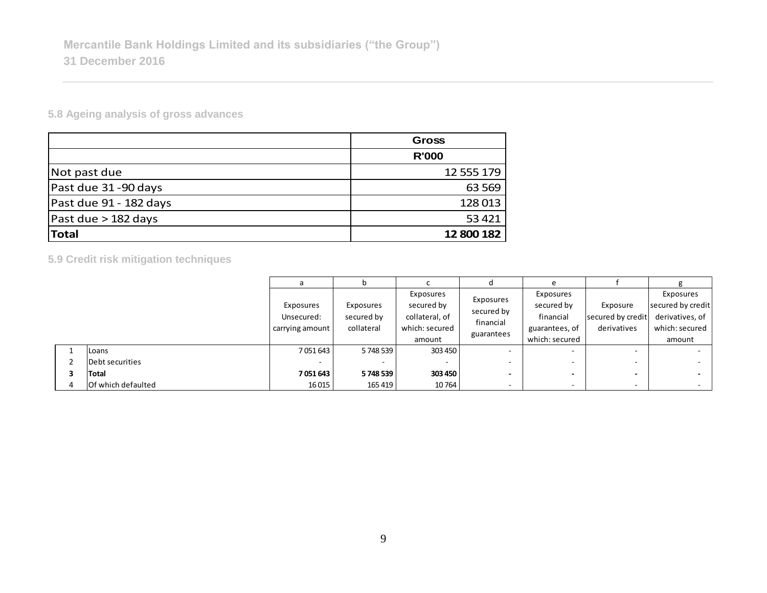Mercantile Bank Holdings Limited and its subsidiaries ("the Group")
31 December 2016

### 5.8 Ageing analysis of gross advances

| | Gross |
|---|---|
| | R'000 |
| Not past due | 12 555 179 |
| Past due 31 -90 days | 63 569 |
| Past due 91 - 182 days | 128 013 |
| Past due > 182 days | 53 421 |
| **Total** | **12 800 182** |

### 5.9 Credit risk mitigation techniques

| | | a | b | c | d | e | f | g |
|---|---|---|---|---|---|---|---|---|
| | | Exposures Unsecured: carrying amount | Exposures secured by collateral | Exposures secured by collateral, of which: secured amount | Exposures secured by financial guarantees | Exposures secured by financial guarantees, of which: secured | Exposure secured by credit derivatives | Exposures secured by credit derivatives, of which: secured amount |
| 1 | Loans | 7 051 643 | 5 748 539 | 303 450 | - | - | - | - |
| 2 | Debt securities | - | - | - | - | - | - | - |
| **3** | **Total** | **7 051 643** | **5 748 539** | **303 450** | **-** | **-** | **-** | **-** |
| 4 | Of which defaulted | 16 015 | 165 419 | 10 764 | - | - | - | - |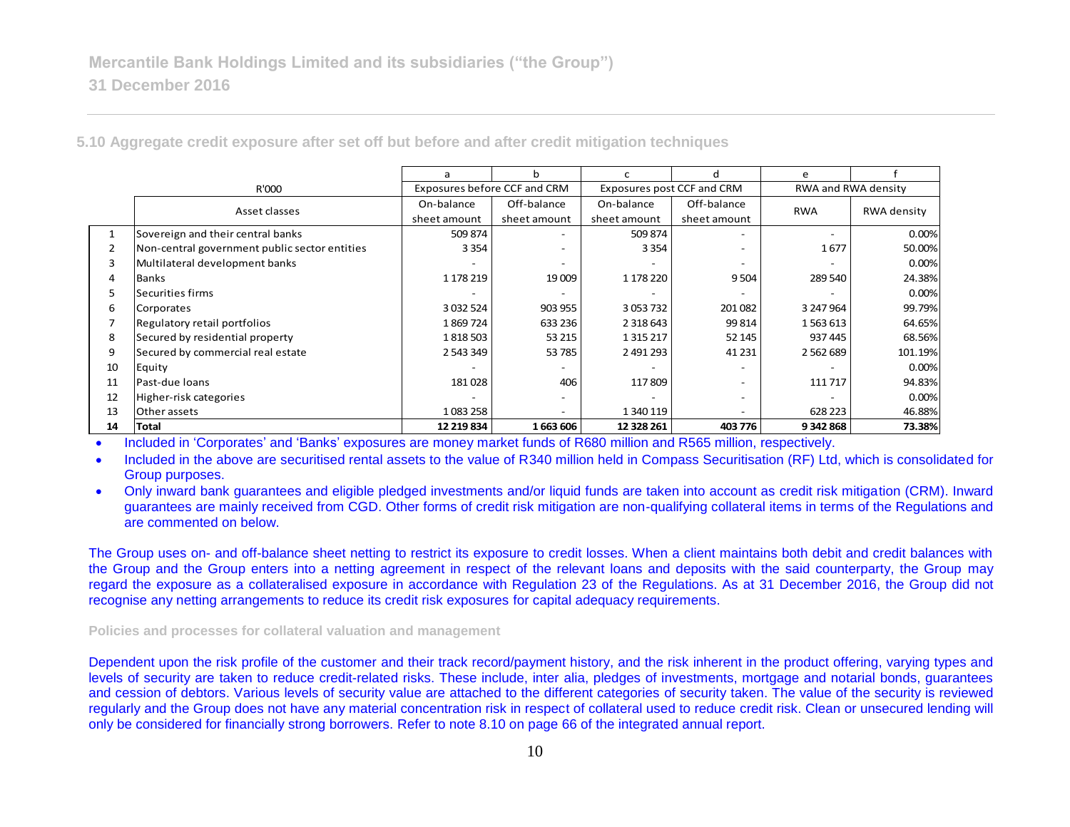### 5.10 Aggregate credit exposure after set off but before and after credit mitigation techniques

| | R'000 | a | b | c | d | e | f |
|---|---|---|---|---|---|---|---|
| | | Exposures before CCF and CRM | | Exposures post CCF and CRM | | RWA and RWA density | |
| | Asset classes | On-balance sheet amount | Off-balance sheet amount | On-balance sheet amount | Off-balance sheet amount | RWA | RWA density |
| 1 | Sovereign and their central banks | 509 874 | - | 509 874 | - | - | 0.00% |
| 2 | Non-central government public sector entities | 3 354 | - | 3 354 | - | 1 677 | 50.00% |
| 3 | Multilateral development banks | - | - | - | - | - | 0.00% |
| 4 | Banks | 1 178 219 | 19 009 | 1 178 220 | 9 504 | 289 540 | 24.38% |
| 5 | Securities firms | - | - | - | - | - | 0.00% |
| 6 | Corporates | 3 032 524 | 903 955 | 3 053 732 | 201 082 | 3 247 964 | 99.79% |
| 7 | Regulatory retail portfolios | 1 869 724 | 633 236 | 2 318 643 | 99 814 | 1 563 613 | 64.65% |
| 8 | Secured by residential property | 1 818 503 | 53 215 | 1 315 217 | 52 145 | 937 445 | 68.56% |
| 9 | Secured by commercial real estate | 2 543 349 | 53 785 | 2 491 293 | 41 231 | 2 562 689 | 101.19% |
| 10 | Equity | - | - | - | - | - | 0.00% |
| 11 | Past-due loans | 181 028 | 406 | 117 809 | - | 111 717 | 94.83% |
| 12 | Higher-risk categories | - | - | - | - | - | 0.00% |
| 13 | Other assets | 1 083 258 | - | 1 340 119 | - | 628 223 | 46.88% |
| **14** | **Total** | **12 219 834** | **1 663 606** | **12 328 261** | **403 776** | **9 342 868** | **73.38%** |

- Included in 'Corporates' and 'Banks' exposures are money market funds of R680 million and R565 million, respectively.
- Included in the above are securitised rental assets to the value of R340 million held in Compass Securitisation (RF) Ltd, which is consolidated for Group purposes.
- Only inward bank guarantees and eligible pledged investments and/or liquid funds are taken into account as credit risk mitigation (CRM). Inward guarantees are mainly received from CGD. Other forms of credit risk mitigation are non-qualifying collateral items in terms of the Regulations and are commented on below.

The Group uses on- and off-balance sheet netting to restrict its exposure to credit losses. When a client maintains both debit and credit balances with the Group and the Group enters into a netting agreement in respect of the relevant loans and deposits with the said counterparty, the Group may regard the exposure as a collateralised exposure in accordance with Regulation 23 of the Regulations. As at 31 December 2016, the Group did not recognise any netting arrangements to reduce its credit risk exposures for capital adequacy requirements.

#### Policies and processes for collateral valuation and management

Dependent upon the risk profile of the customer and their track record/payment history, and the risk inherent in the product offering, varying types and levels of security are taken to reduce credit-related risks. These include, inter alia, pledges of investments, mortgage and notarial bonds, guarantees and cession of debtors. Various levels of security value are attached to the different categories of security taken. The value of the security is reviewed regularly and the Group does not have any material concentration risk in respect of collateral used to reduce credit risk. Clean or unsecured lending will only be considered for financially strong borrowers. Refer to note 8.10 on page 66 of the integrated annual report.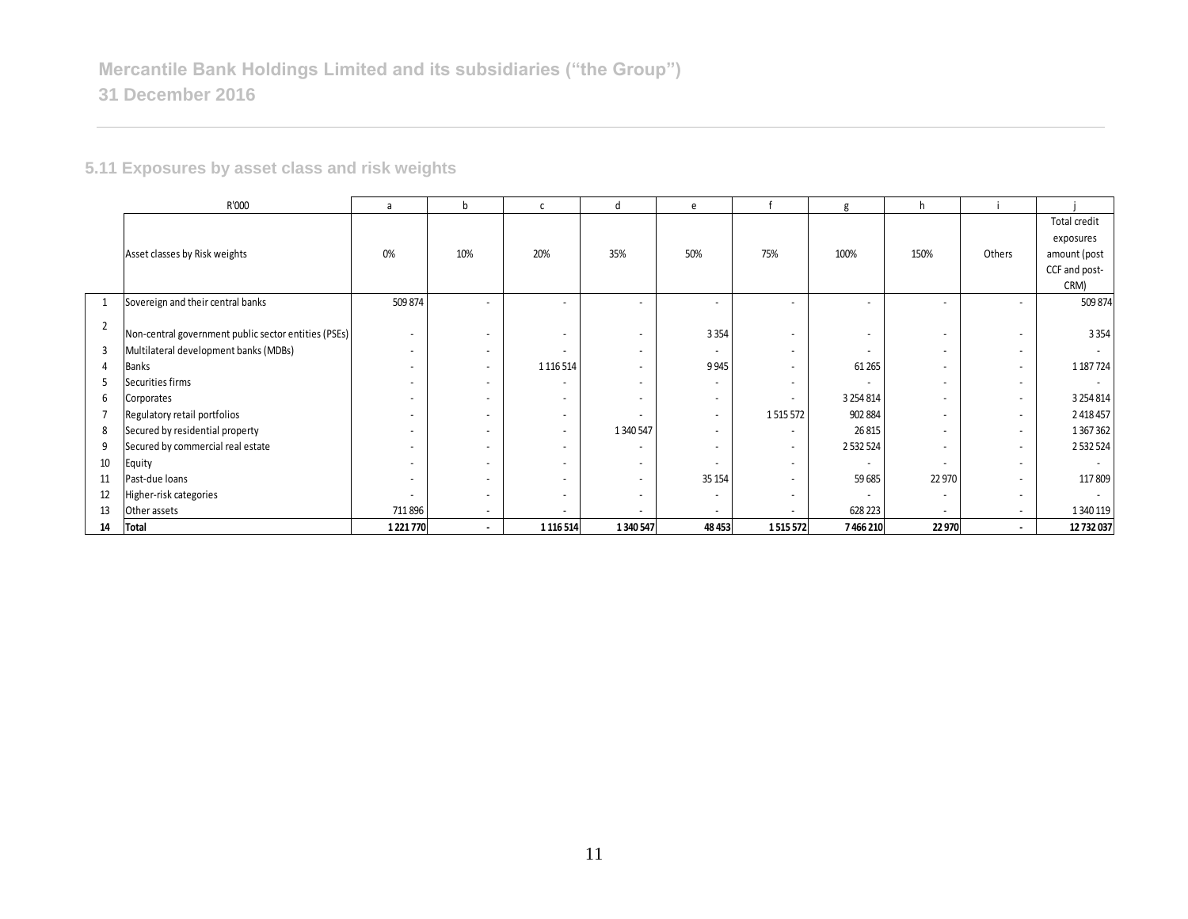## 5.11 Exposures by asset class and risk weights

| | R'000 | a | b | c | d | e | f | g | h | i | j |
|---|---|---|---|---|---|---|---|---|---|---|---|
| | Asset classes by Risk weights | 0% | 10% | 20% | 35% | 50% | 75% | 100% | 150% | Others | Total credit exposures amount (post CCF and post-CRM) |
| 1 | Sovereign and their central banks | 509 874 | - | - | - | - | - | - | - | - | 509 874 |
| 2 | Non-central government public sector entities (PSEs) | - | - | - | - | 3 354 | - | - | - | - | 3 354 |
| 3 | Multilateral development banks (MDBs) | - | - | - | - | - | - | - | - | - | - |
| 4 | Banks | - | - | 1 116 514 | - | 9 945 | - | 61 265 | - | - | 1 187 724 |
| 5 | Securities firms | - | - | - | - | - | - | - | - | - | - |
| 6 | Corporates | - | - | - | - | - | - | 3 254 814 | - | - | 3 254 814 |
| 7 | Regulatory retail portfolios | - | - | - | - | - | 1 515 572 | 902 884 | - | - | 2 418 457 |
| 8 | Secured by residential property | - | - | - | 1 340 547 | - | - | 26 815 | - | - | 1 367 362 |
| 9 | Secured by commercial real estate | - | - | - | - | - | - | 2 532 524 | - | - | 2 532 524 |
| 10 | Equity | - | - | - | - | - | - | - | - | - | - |
| 11 | Past-due loans | - | - | - | - | 35 154 | - | 59 685 | 22 970 | - | 117 809 |
| 12 | Higher-risk categories | - | - | - | - | - | - | - | - | - | - |
| 13 | Other assets | 711 896 | - | - | - | - | - | 628 223 | - | - | 1 340 119 |
| **14** | **Total** | **1 221 770** | **-** | **1 116 514** | **1 340 547** | **48 453** | **1 515 572** | **7 466 210** | **22 970** | **-** | **12 732 037** |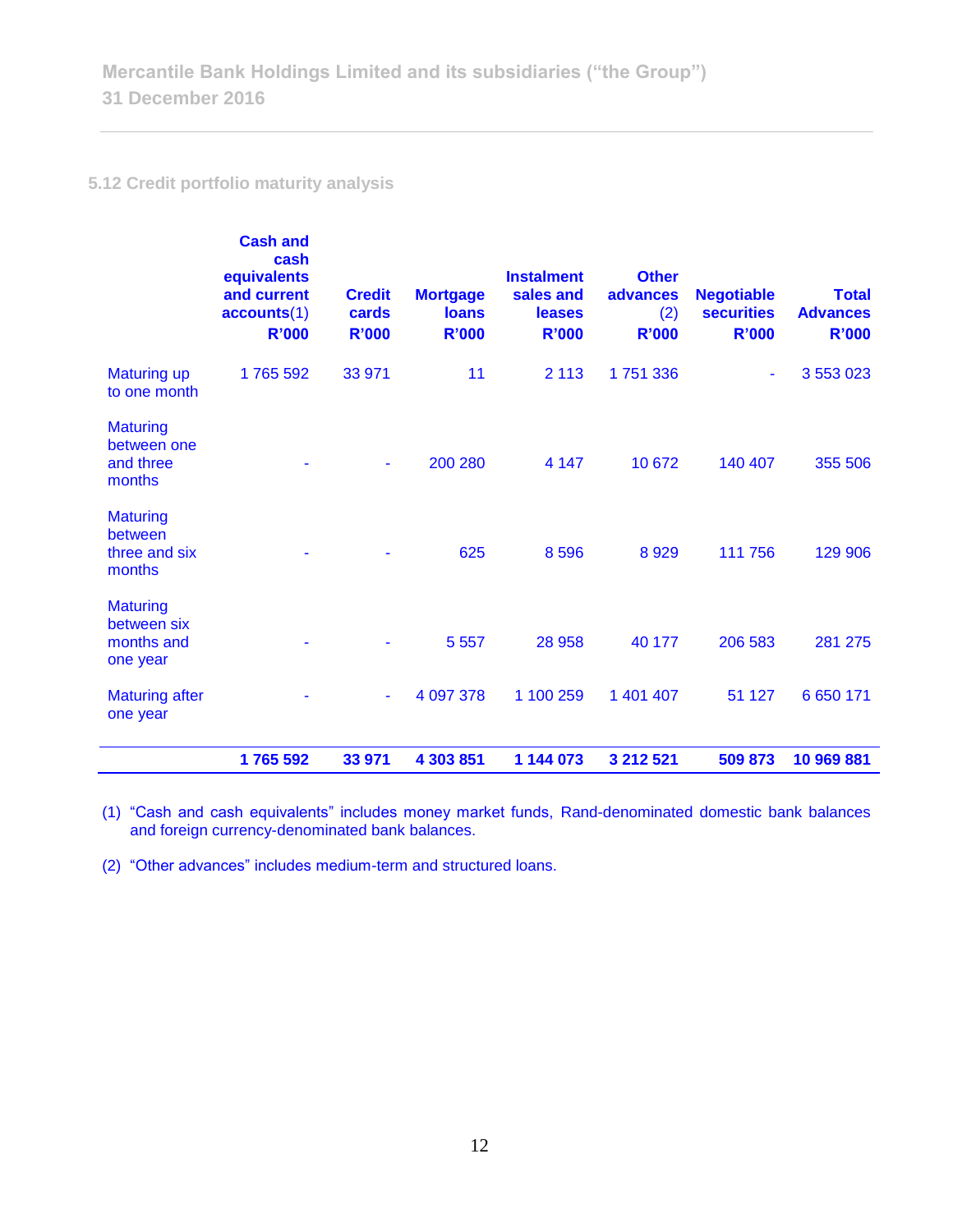## 5.12 Credit portfolio maturity analysis

| | Cash and cash equivalents and current accounts(1) R'000 | Credit cards R'000 | Mortgage loans R'000 | Instalment sales and leases R'000 | Other advances (2) R'000 | Negotiable securities R'000 | Total Advances R'000 |
|---|---|---|---|---|---|---|---|
| Maturing up to one month | 1 765 592 | 33 971 | 11 | 2 113 | 1 751 336 | - | 3 553 023 |
| Maturing between one and three months | - | - | 200 280 | 4 147 | 10 672 | 140 407 | 355 506 |
| Maturing between three and six months | - | - | 625 | 8 596 | 8 929 | 111 756 | 129 906 |
| Maturing between six months and one year | - | - | 5 557 | 28 958 | 40 177 | 206 583 | 281 275 |
| Maturing after one year | - | - | 4 097 378 | 1 100 259 | 1 401 407 | 51 127 | 6 650 171 |
| | **1 765 592** | **33 971** | **4 303 851** | **1 144 073** | **3 212 521** | **509 873** | **10 969 881** |

(1) "Cash and cash equivalents" includes money market funds, Rand-denominated domestic bank balances and foreign currency-denominated bank balances.

(2) "Other advances" includes medium-term and structured loans.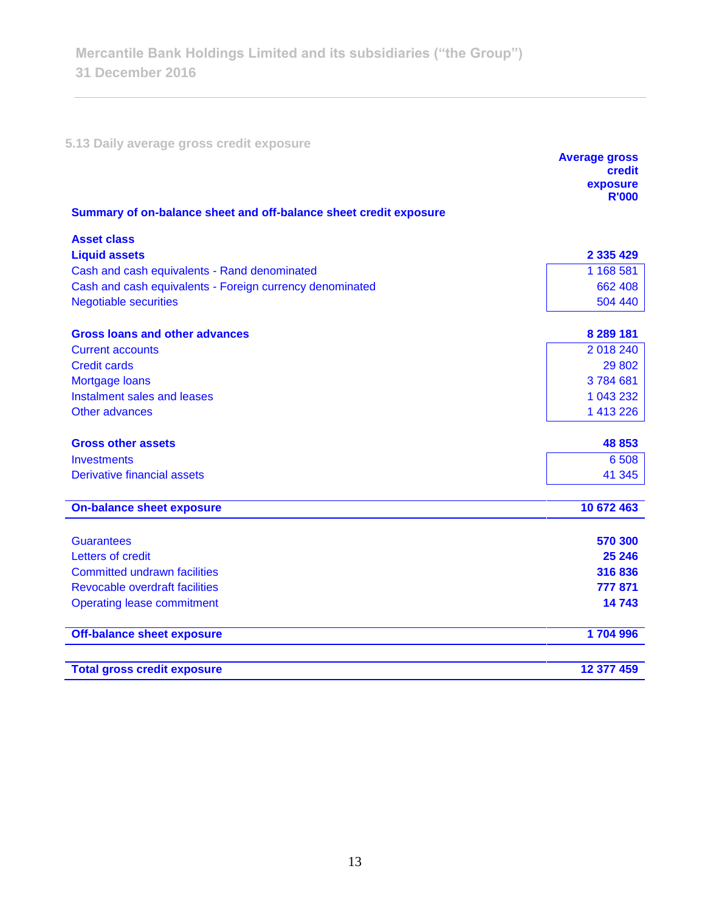### 5.13 Daily average gross credit exposure

| | Average gross credit exposure R'000 |
|---|---|
| **Summary of on-balance sheet and off-balance sheet credit exposure** | |
| **Asset class** | |
| **Liquid assets** | **2 335 429** |
| Cash and cash equivalents - Rand denominated | 1 168 581 |
| Cash and cash equivalents - Foreign currency denominated | 662 408 |
| Negotiable securities | 504 440 |
| **Gross loans and other advances** | **8 289 181** |
| Current accounts | 2 018 240 |
| Credit cards | 29 802 |
| Mortgage loans | 3 784 681 |
| Instalment sales and leases | 1 043 232 |
| Other advances | 1 413 226 |
| **Gross other assets** | **48 853** |
| Investments | 6 508 |
| Derivative financial assets | 41 345 |
| **On-balance sheet exposure** | **10 672 463** |
| Guarantees | **570 300** |
| Letters of credit | **25 246** |
| Committed undrawn facilities | **316 836** |
| Revocable overdraft facilities | **777 871** |
| Operating lease commitment | **14 743** |
| **Off-balance sheet exposure** | **1 704 996** |
| **Total gross credit exposure** | **12 377 459** |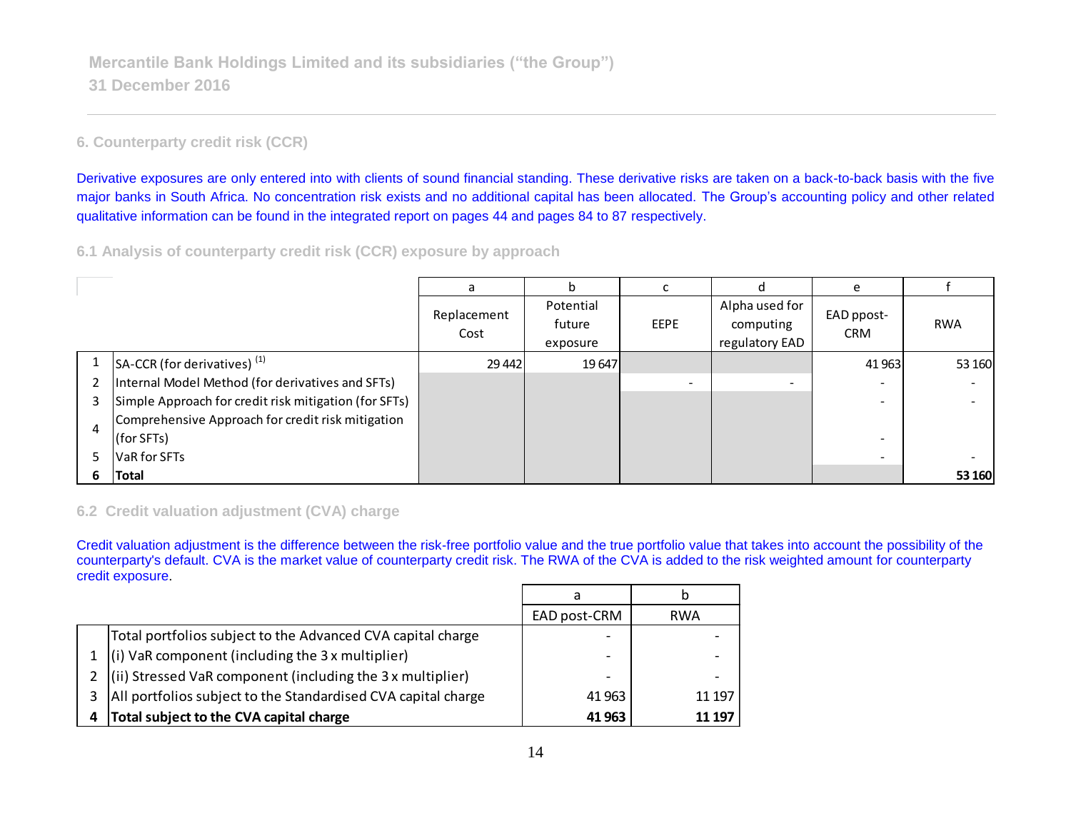## 6. Counterparty credit risk (CCR)

Derivative exposures are only entered into with clients of sound financial standing. These derivative risks are taken on a back-to-back basis with the five major banks in South Africa. No concentration risk exists and no additional capital has been allocated. The Group's accounting policy and other related qualitative information can be found in the integrated report on pages 44 and pages 84 to 87 respectively.

### 6.1 Analysis of counterparty credit risk (CCR) exposure by approach

| | | a | b | c | d | e | f |
|---|---|---|---|---|---|---|---|
| | | Replacement Cost | Potential future exposure | EEPE | Alpha used for computing regulatory EAD | EAD ppost-CRM | RWA |
| 1 | SA-CCR (for derivatives) [1] | 29 442 | 19 647 | | | 41 963 | 53 160 |
| 2 | Internal Model Method (for derivatives and SFTs) | | | - | - | - | - |
| 3 | Simple Approach for credit risk mitigation (for SFTs) | | | | | - | - |
| 4 | Comprehensive Approach for credit risk mitigation (for SFTs) | | | | | - | |
| 5 | VaR for SFTs | | | | | - | - |
| **6** | **Total** | | | | | | **53 160** |

### 6.2 Credit valuation adjustment (CVA) charge

Credit valuation adjustment is the difference between the risk-free portfolio value and the true portfolio value that takes into account the possibility of the counterparty's default. CVA is the market value of counterparty credit risk. The RWA of the CVA is added to the risk weighted amount for counterparty credit exposure.

| | | a | b |
|---|---|---|---|
| | | EAD post-CRM | RWA |
| | Total portfolios subject to the Advanced CVA capital charge | - | - |
| 1 | (i) VaR component (including the 3 x multiplier) | - | - |
| 2 | (ii) Stressed VaR component (including the 3 x multiplier) | - | - |
| 3 | All portfolios subject to the Standardised CVA capital charge | 41 963 | 11 197 |
| **4** | **Total subject to the CVA capital charge** | **41 963** | **11 197** |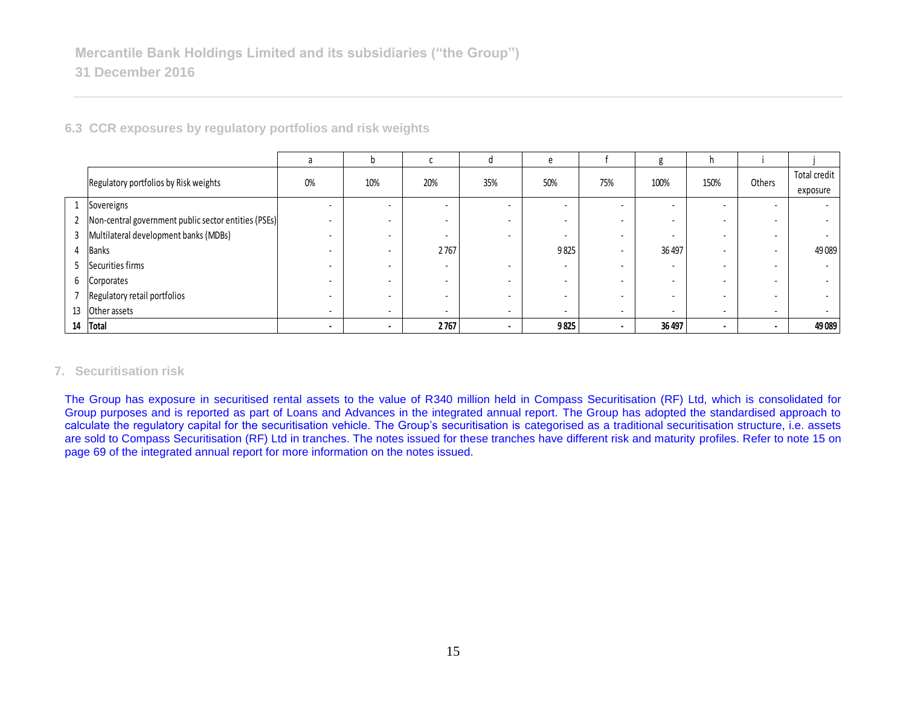## 6.3 CCR exposures by regulatory portfolios and risk weights

| | | a | b | c | d | e | f | g | h | i | j |
|---|---|---|---|---|---|---|---|---|---|---|---|
| | Regulatory portfolios by Risk weights | 0% | 10% | 20% | 35% | 50% | 75% | 100% | 150% | Others | Total credit exposure |
| 1 | Sovereigns | - | - | - | - | - | - | - | - | - | - |
| 2 | Non-central government public sector entities (PSEs) | - | - | - | - | - | - | - | - | - | - |
| 3 | Multilateral development banks (MDBs) | - | - | - | - | - | - | - | - | - | - |
| 4 | Banks | - | - | 2 767 | | 9 825 | - | 36 497 | - | - | 49 089 |
| 5 | Securities firms | - | - | - | - | - | - | - | - | - | - |
| 6 | Corporates | - | - | - | - | - | - | - | - | - | - |
| 7 | Regulatory retail portfolios | - | - | - | - | - | - | - | - | - | - |
| 13 | Other assets | - | - | - | - | - | - | - | - | - | - |
| **14** | **Total** | **-** | **-** | **2 767** | **-** | **9 825** | **-** | **36 497** | **-** | **-** | **49 089** |

## 7. Securitisation risk

The Group has exposure in securitised rental assets to the value of R340 million held in Compass Securitisation (RF) Ltd, which is consolidated for Group purposes and is reported as part of Loans and Advances in the integrated annual report. The Group has adopted the standardised approach to calculate the regulatory capital for the securitisation vehicle. The Group's securitisation is categorised as a traditional securitisation structure, i.e. assets are sold to Compass Securitisation (RF) Ltd in tranches. The notes issued for these tranches have different risk and maturity profiles. Refer to note 15 on page 69 of the integrated annual report for more information on the notes issued.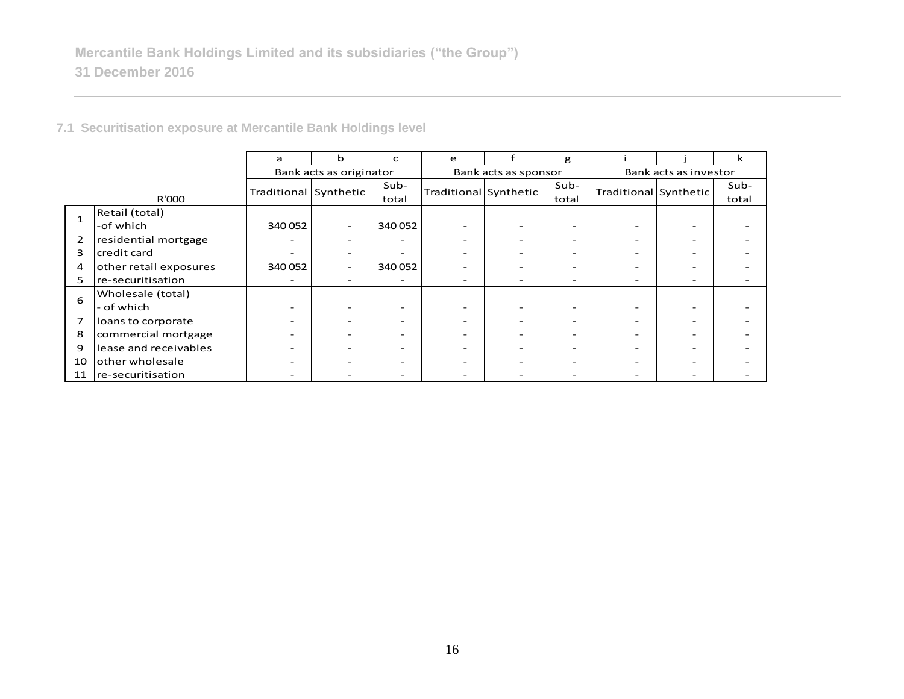## 7.1 Securitisation exposure at Mercantile Bank Holdings level

| | | a | b | c | e | f | g | i | j | k |
|---|---|---|---|---|---|---|---|---|---|---|
| | | Bank acts as originator | | | Bank acts as sponsor | | | Bank acts as investor | | |
| | R'000 | Traditional | Synthetic | Sub-total | Traditional | Synthetic | Sub-total | Traditional | Synthetic | Sub-total |
| 1 | Retail (total) -of which | 340 052 | - | 340 052 | - | - | - | - | - | - |
| 2 | residential mortgage | - | - | - | - | - | - | - | - | - |
| 3 | credit card | - | - | - | - | - | - | - | - | - |
| 4 | other retail exposures | 340 052 | - | 340 052 | - | - | - | - | - | - |
| 5 | re-securitisation | - | - | - | - | - | - | - | - | - |
| 6 | Wholesale (total) - of which | - | - | - | - | - | - | - | - | - |
| 7 | loans to corporate | - | - | - | - | - | - | - | - | - |
| 8 | commercial mortgage | - | - | - | - | - | - | - | - | - |
| 9 | lease and receivables | - | - | - | - | - | - | - | - | - |
| 10 | other wholesale | - | - | - | - | - | - | - | - | - |
| 11 | re-securitisation | - | - | - | - | - | - | - | - | - |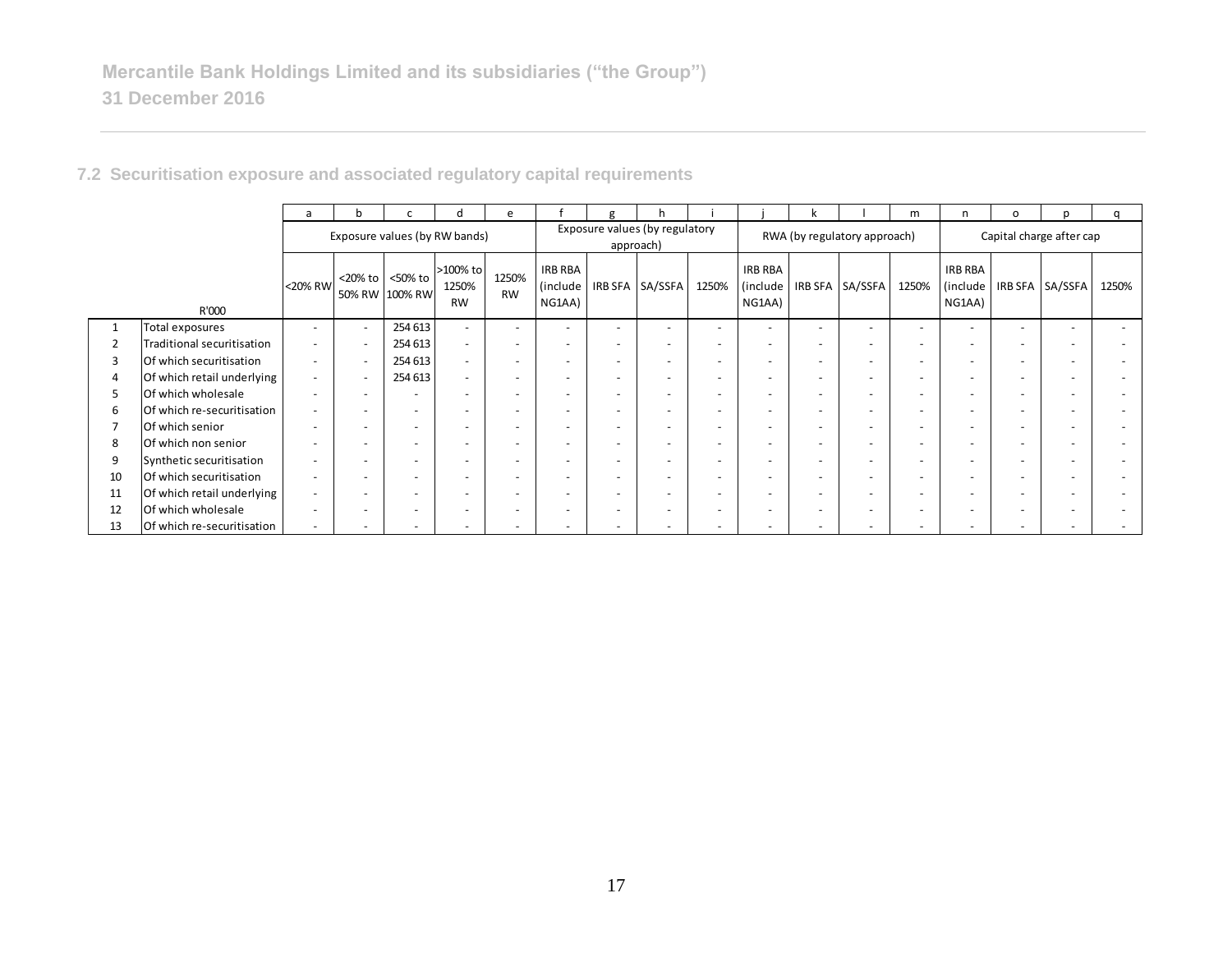Mercantile Bank Holdings Limited and its subsidiaries ("the Group")
31 December 2016

### 7.2 Securitisation exposure and associated regulatory capital requirements

| | | a | b | c | d | e | f | g | h | i | j | k | l | m | n | o | p | q |
|---|---|---|---|---|---|---|---|---|---|---|---|---|---|---|---|---|---|---|
| | | Exposure values (by RW bands) | | | | | Exposure values (by regulatory approach) | | | | RWA (by regulatory approach) | | | | Capital charge after cap | | | |
| | R'000 | <20% RW | <20% to 50% RW | <50% to 100% RW | >100% to 1250% RW | 1250% RW | IRB RBA (include NG1AA) | IRB SFA | SA/SSFA | 1250% | IRB RBA (include NG1AA) | IRB SFA | SA/SSFA | 1250% | IRB RBA (include NG1AA) | IRB SFA | SA/SSFA | 1250% |
| 1 | Total exposures | - | - | 254 613 | - | - | - | - | - | - | - | - | - | - | - | - | - | - |
| 2 | Traditional securitisation | - | - | 254 613 | - | - | - | - | - | - | - | - | - | - | - | - | - | - |
| 3 | Of which securitisation | - | - | 254 613 | - | - | - | - | - | - | - | - | - | - | - | - | - | - |
| 4 | Of which retail underlying | - | - | 254 613 | - | - | - | - | - | - | - | - | - | - | - | - | - | - |
| 5 | Of which wholesale | - | - | - | - | - | - | - | - | - | - | - | - | - | - | - | - | - |
| 6 | Of which re-securitisation | - | - | - | - | - | - | - | - | - | - | - | - | - | - | - | - | - |
| 7 | Of which senior | - | - | - | - | - | - | - | - | - | - | - | - | - | - | - | - | - |
| 8 | Of which non senior | - | - | - | - | - | - | - | - | - | - | - | - | - | - | - | - | - |
| 9 | Synthetic securitisation | - | - | - | - | - | - | - | - | - | - | - | - | - | - | - | - | - |
| 10 | Of which securitisation | - | - | - | - | - | - | - | - | - | - | - | - | - | - | - | - | - |
| 11 | Of which retail underlying | - | - | - | - | - | - | - | - | - | - | - | - | - | - | - | - | - |
| 12 | Of which wholesale | - | - | - | - | - | - | - | - | - | - | - | - | - | - | - | - | - |
| 13 | Of which re-securitisation | - | - | - | - | - | - | - | - | - | - | - | - | - | - | - | - | - |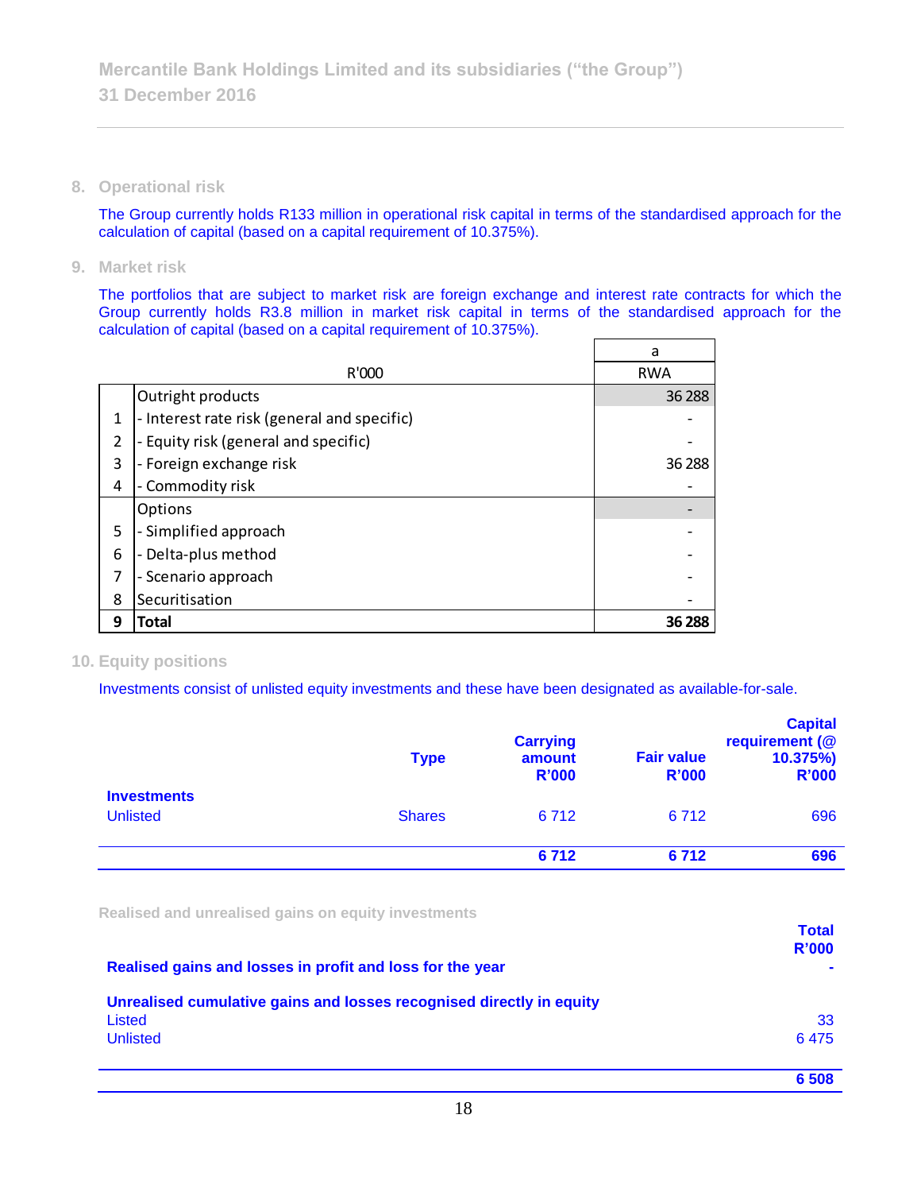## 8. Operational risk

The Group currently holds R133 million in operational risk capital in terms of the standardised approach for the calculation of capital (based on a capital requirement of 10.375%).

## 9. Market risk

The portfolios that are subject to market risk are foreign exchange and interest rate contracts for which the Group currently holds R3.8 million in market risk capital in terms of the standardised approach for the calculation of capital (based on a capital requirement of 10.375%).

| | R'000 | a<br>RWA |
|---|---|---|
| | Outright products | 36 288 |
| 1 | - Interest rate risk (general and specific) | - |
| 2 | - Equity risk (general and specific) | - |
| 3 | - Foreign exchange risk | 36 288 |
| 4 | - Commodity risk | - |
| | Options | - |
| 5 | - Simplified approach | - |
| 6 | - Delta-plus method | - |
| 7 | - Scenario approach | - |
| 8 | Securitisation | - |
| **9** | **Total** | **36 288** |

## 10. Equity positions

Investments consist of unlisted equity investments and these have been designated as available-for-sale.

| | Type | Carrying amount R'000 | Fair value R'000 | Capital requirement (@ 10.375%) R'000 |
|---|---|---|---|---|
| **Investments** | | | | |
| Unlisted | Shares | 6 712 | 6 712 | 696 |
| | | **6 712** | **6 712** | **696** |

### Realised and unrealised gains on equity investments

| | Total R'000 |
|---|---|
| **Realised gains and losses in profit and loss for the year** | **-** |
| **Unrealised cumulative gains and losses recognised directly in equity** | |
| Listed | 33 |
| Unlisted | 6 475 |
| | **6 508** |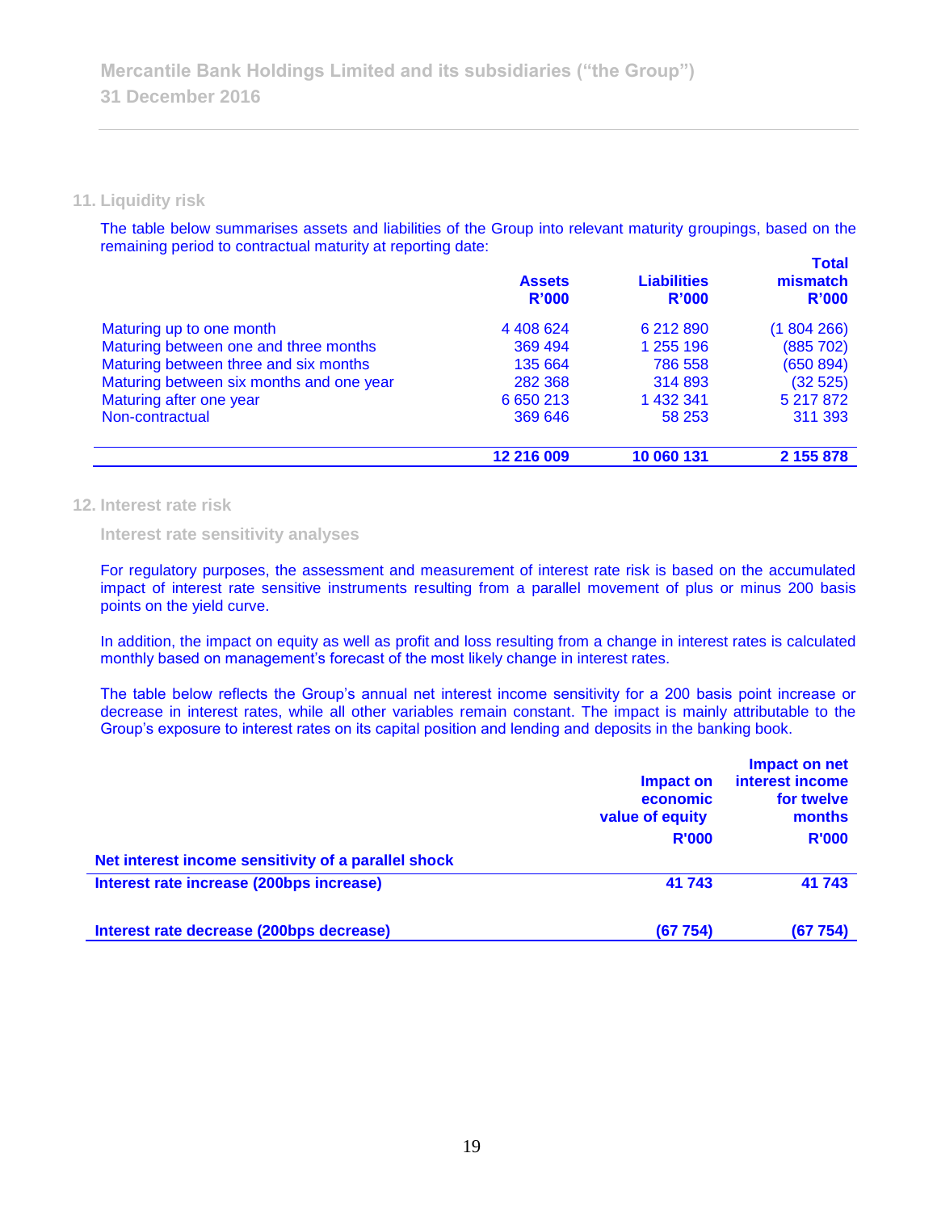## 11. Liquidity risk

The table below summarises assets and liabilities of the Group into relevant maturity groupings, based on the remaining period to contractual maturity at reporting date:

| | Assets R'000 | Liabilities R'000 | Total mismatch R'000 |
|---|---|---|---|
| Maturing up to one month | 4 408 624 | 6 212 890 | (1 804 266) |
| Maturing between one and three months | 369 494 | 1 255 196 | (885 702) |
| Maturing between three and six months | 135 664 | 786 558 | (650 894) |
| Maturing between six months and one year | 282 368 | 314 893 | (32 525) |
| Maturing after one year | 6 650 213 | 1 432 341 | 5 217 872 |
| Non-contractual | 369 646 | 58 253 | 311 393 |
| | **12 216 009** | **10 060 131** | **2 155 878** |

## 12. Interest rate risk

### Interest rate sensitivity analyses

For regulatory purposes, the assessment and measurement of interest rate risk is based on the accumulated impact of interest rate sensitive instruments resulting from a parallel movement of plus or minus 200 basis points on the yield curve.

In addition, the impact on equity as well as profit and loss resulting from a change in interest rates is calculated monthly based on management's forecast of the most likely change in interest rates.

The table below reflects the Group's annual net interest income sensitivity for a 200 basis point increase or decrease in interest rates, while all other variables remain constant. The impact is mainly attributable to the Group's exposure to interest rates on its capital position and lending and deposits in the banking book.

| | Impact on economic value of equity R'000 | Impact on net interest income for twelve months R'000 |
|---|---|---|
| **Net interest income sensitivity of a parallel shock** | | |
| **Interest rate increase (200bps increase)** | **41 743** | **41 743** |
| **Interest rate decrease (200bps decrease)** | **(67 754)** | **(67 754)** |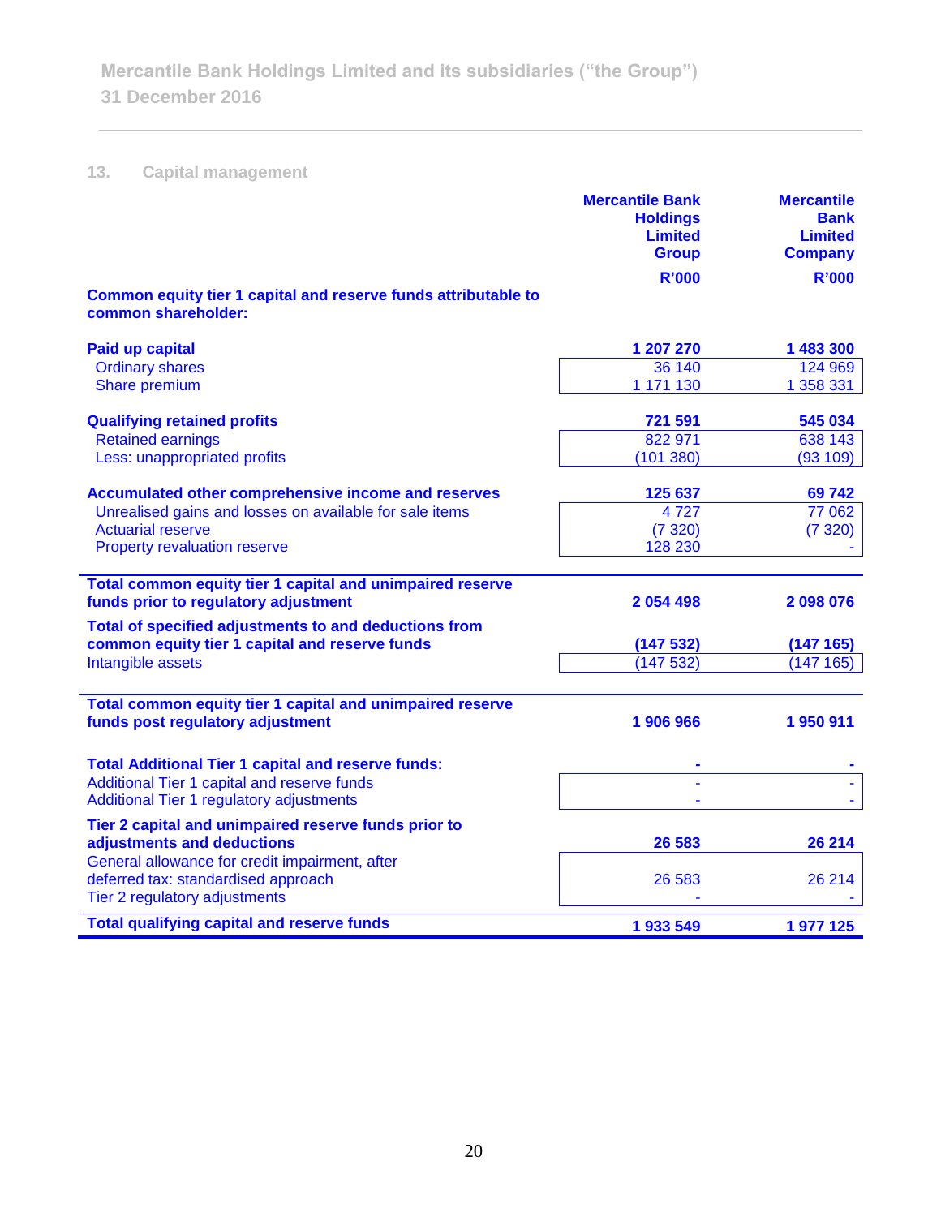## 13. Capital management

| | Mercantile Bank Holdings Limited Group R'000 | Mercantile Bank Limited Company R'000 |
|---|---|---|
| **Common equity tier 1 capital and reserve funds attributable to common shareholder:** | | |
| **Paid up capital** | **1 207 270** | **1 483 300** |
| Ordinary shares | 36 140 | 124 969 |
| Share premium | 1 171 130 | 1 358 331 |
| **Qualifying retained profits** | **721 591** | **545 034** |
| Retained earnings | 822 971 | 638 143 |
| Less: unappropriated profits | (101 380) | (93 109) |
| **Accumulated other comprehensive income and reserves** | **125 637** | **69 742** |
| Unrealised gains and losses on available for sale items | 4 727 | 77 062 |
| Actuarial reserve | (7 320) | (7 320) |
| Property revaluation reserve | 128 230 | - |
| **Total common equity tier 1 capital and unimpaired reserve funds prior to regulatory adjustment** | **2 054 498** | **2 098 076** |
| **Total of specified adjustments to and deductions from common equity tier 1 capital and reserve funds** | **(147 532)** | **(147 165)** |
| Intangible assets | (147 532) | (147 165) |
| **Total common equity tier 1 capital and unimpaired reserve funds post regulatory adjustment** | **1 906 966** | **1 950 911** |
| **Total Additional Tier 1 capital and reserve funds:** | **-** | **-** |
| Additional Tier 1 capital and reserve funds | - | - |
| Additional Tier 1 regulatory adjustments | - | - |
| **Tier 2 capital and unimpaired reserve funds prior to adjustments and deductions** | **26 583** | **26 214** |
| General allowance for credit impairment, after deferred tax: standardised approach | 26 583 | 26 214 |
| Tier 2 regulatory adjustments | - | - |
| **Total qualifying capital and reserve funds** | **1 933 549** | **1 977 125** |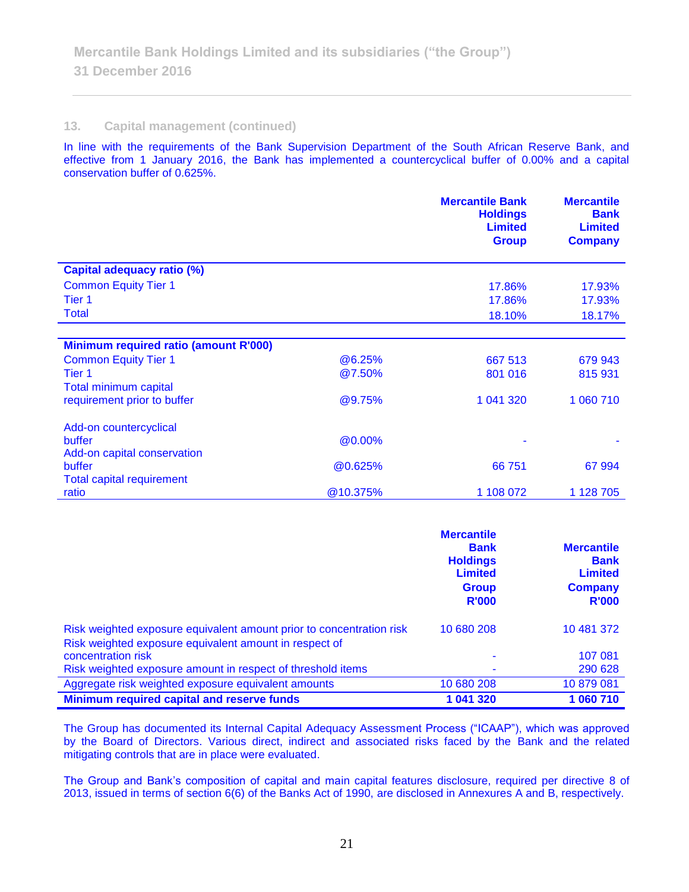## 13. Capital management (continued)

In line with the requirements of the Bank Supervision Department of the South African Reserve Bank, and effective from 1 January 2016, the Bank has implemented a countercyclical buffer of 0.00% and a capital conservation buffer of 0.625%.

| | | Mercantile Bank Holdings Limited Group | Mercantile Bank Limited Company |
|---|---|---|---|
| **Capital adequacy ratio (%)** | | | |
| Common Equity Tier 1 | | 17.86% | 17.93% |
| Tier 1 | | 17.86% | 17.93% |
| Total | | 18.10% | 18.17% |
| **Minimum required ratio (amount R'000)** | | | |
| Common Equity Tier 1 | @6.25% | 667 513 | 679 943 |
| Tier 1 | @7.50% | 801 016 | 815 931 |
| Total minimum capital requirement prior to buffer | @9.75% | 1 041 320 | 1 060 710 |
| Add-on countercyclical buffer | @0.00% | - | - |
| Add-on capital conservation buffer | @0.625% | 66 751 | 67 994 |
| Total capital requirement ratio | @10.375% | 1 108 072 | 1 128 705 |

| | Mercantile Bank Holdings Limited Group R'000 | Mercantile Bank Limited Company R'000 |
|---|---|---|
| Risk weighted exposure equivalent amount prior to concentration risk | 10 680 208 | 10 481 372 |
| Risk weighted exposure equivalent amount in respect of concentration risk | - | 107 081 |
| Risk weighted exposure amount in respect of threshold items | - | 290 628 |
| Aggregate risk weighted exposure equivalent amounts | 10 680 208 | 10 879 081 |
| **Minimum required capital and reserve funds** | **1 041 320** | **1 060 710** |

The Group has documented its Internal Capital Adequacy Assessment Process ("ICAAP"), which was approved by the Board of Directors. Various direct, indirect and associated risks faced by the Bank and the related mitigating controls that are in place were evaluated.

The Group and Bank's composition of capital and main capital features disclosure, required per directive 8 of 2013, issued in terms of section 6(6) of the Banks Act of 1990, are disclosed in Annexures A and B, respectively.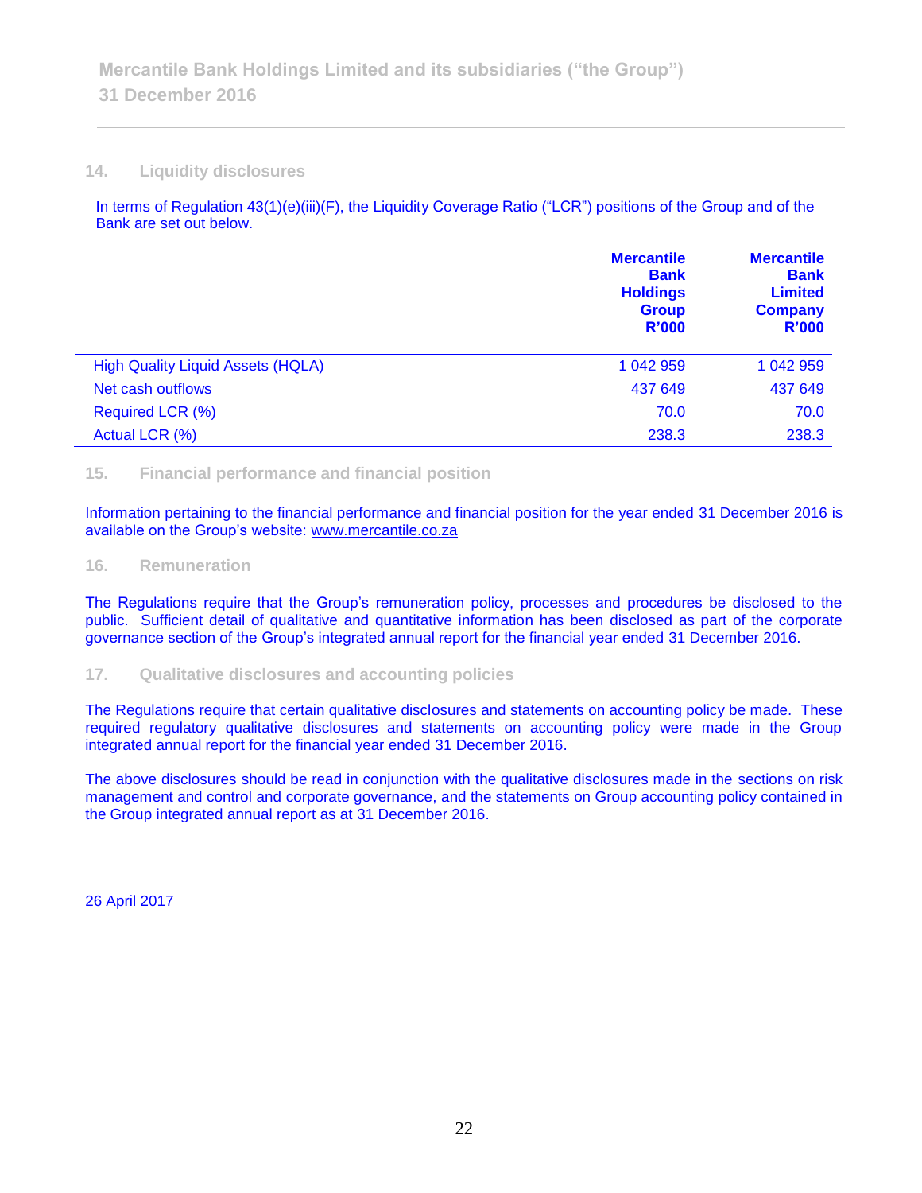## 14. Liquidity disclosures

In terms of Regulation 43(1)(e)(iii)(F), the Liquidity Coverage Ratio ("LCR") positions of the Group and of the Bank are set out below.

| | Mercantile Bank Holdings Group R'000 | Mercantile Bank Limited Company R'000 |
|---|---|---|
| High Quality Liquid Assets (HQLA) | 1 042 959 | 1 042 959 |
| Net cash outflows | 437 649 | 437 649 |
| Required LCR (%) | 70.0 | 70.0 |
| Actual LCR (%) | 238.3 | 238.3 |

## 15. Financial performance and financial position

Information pertaining to the financial performance and financial position for the year ended 31 December 2016 is available on the Group's website: www.mercantile.co.za

## 16. Remuneration

The Regulations require that the Group's remuneration policy, processes and procedures be disclosed to the public. Sufficient detail of qualitative and quantitative information has been disclosed as part of the corporate governance section of the Group's integrated annual report for the financial year ended 31 December 2016.

## 17. Qualitative disclosures and accounting policies

The Regulations require that certain qualitative disclosures and statements on accounting policy be made. These required regulatory qualitative disclosures and statements on accounting policy were made in the Group integrated annual report for the financial year ended 31 December 2016.

The above disclosures should be read in conjunction with the qualitative disclosures made in the sections on risk management and control and corporate governance, and the statements on Group accounting policy contained in the Group integrated annual report as at 31 December 2016.

26 April 2017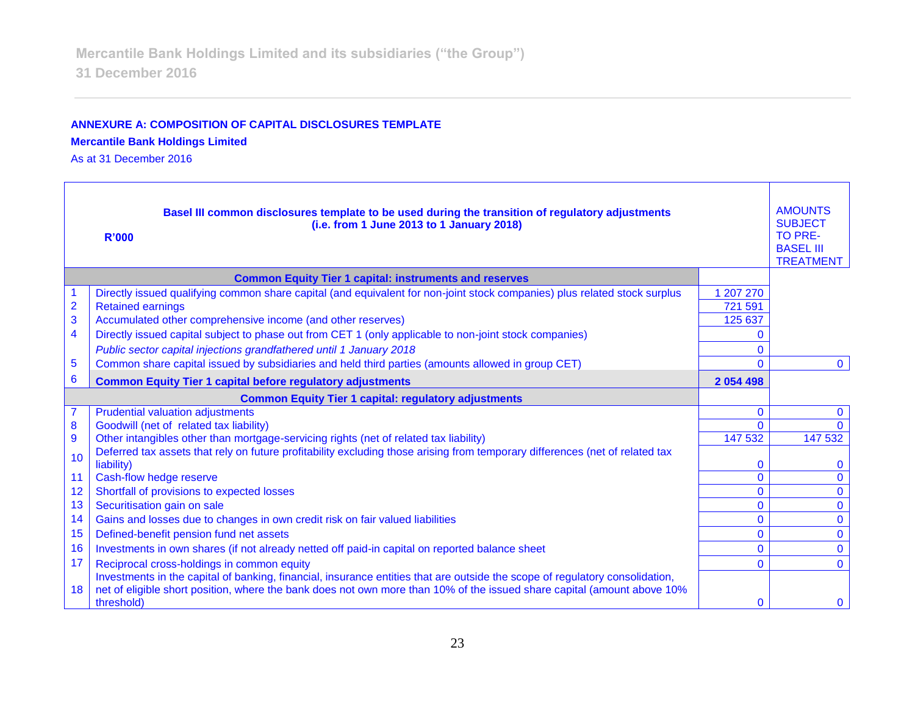**ANNEXURE A: COMPOSITION OF CAPITAL DISCLOSURES TEMPLATE**

**Mercantile Bank Holdings Limited**

As at 31 December 2016

| | **Basel III common disclosures template to be used during the transition of regulatory adjustments (i.e. from 1 June 2013 to 1 January 2018)** **R'000** | | AMOUNTS SUBJECT TO PRE-BASEL III TREATMENT |
|---|---|---|---|
| | **Common Equity Tier 1 capital: instruments and reserves** | | |
| 1 | Directly issued qualifying common share capital (and equivalent for non-joint stock companies) plus related stock surplus | 1 207 270 | |
| 2 | Retained earnings | 721 591 | |
| 3 | Accumulated other comprehensive income (and other reserves) | 125 637 | |
| 4 | Directly issued capital subject to phase out from CET 1 (only applicable to non-joint stock companies) | 0 | |
| | *Public sector capital injections grandfathered until 1 January 2018* | 0 | |
| 5 | Common share capital issued by subsidiaries and held third parties (amounts allowed in group CET) | 0 | 0 |
| 6 | **Common Equity Tier 1 capital before regulatory adjustments** | **2 054 498** | |
| | **Common Equity Tier 1 capital: regulatory adjustments** | | |
| 7 | Prudential valuation adjustments | 0 | 0 |
| 8 | Goodwill (net of related tax liability) | 0 | 0 |
| 9 | Other intangibles other than mortgage-servicing rights (net of related tax liability) | 147 532 | 147 532 |
| 10 | Deferred tax assets that rely on future profitability excluding those arising from temporary differences (net of related tax liability) | 0 | 0 |
| 11 | Cash-flow hedge reserve | 0 | 0 |
| 12 | Shortfall of provisions to expected losses | 0 | 0 |
| 13 | Securitisation gain on sale | 0 | 0 |
| 14 | Gains and losses due to changes in own credit risk on fair valued liabilities | 0 | 0 |
| 15 | Defined-benefit pension fund net assets | 0 | 0 |
| 16 | Investments in own shares (if not already netted off paid-in capital on reported balance sheet | 0 | 0 |
| 17 | Reciprocal cross-holdings in common equity | 0 | 0 |
| 18 | Investments in the capital of banking, financial, insurance entities that are outside the scope of regulatory consolidation, net of eligible short position, where the bank does not own more than 10% of the issued share capital (amount above 10% threshold) | 0 | 0 |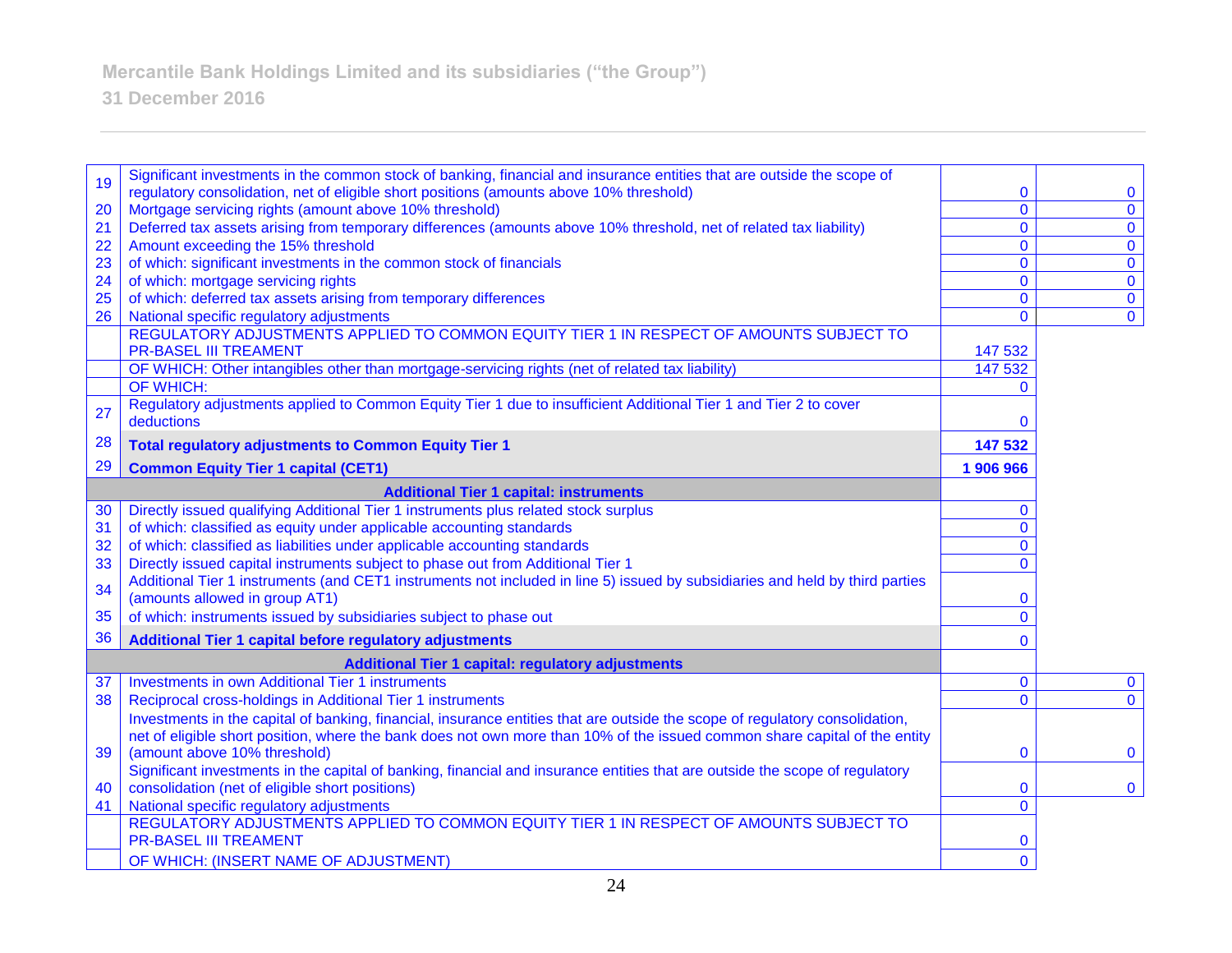| | | | |
|---|---|---|---|
| 19 | Significant investments in the common stock of banking, financial and insurance entities that are outside the scope of regulatory consolidation, net of eligible short positions (amounts above 10% threshold) | 0 | 0 |
| 20 | Mortgage servicing rights (amount above 10% threshold) | 0 | 0 |
| 21 | Deferred tax assets arising from temporary differences (amounts above 10% threshold, net of related tax liability) | 0 | 0 |
| 22 | Amount exceeding the 15% threshold | 0 | 0 |
| 23 | of which: significant investments in the common stock of financials | 0 | 0 |
| 24 | of which: mortgage servicing rights | 0 | 0 |
| 25 | of which: deferred tax assets arising from temporary differences | 0 | 0 |
| 26 | National specific regulatory adjustments | 0 | 0 |
| | REGULATORY ADJUSTMENTS APPLIED TO COMMON EQUITY TIER 1 IN RESPECT OF AMOUNTS SUBJECT TO PR-BASEL III TREAMENT | 147 532 | |
| | OF WHICH: Other intangibles other than mortgage-servicing rights (net of related tax liability) | 147 532 | |
| | OF WHICH: | 0 | |
| 27 | Regulatory adjustments applied to Common Equity Tier 1 due to insufficient Additional Tier 1 and Tier 2 to cover deductions | 0 | |
| 28 | **Total regulatory adjustments to Common Equity Tier 1** | **147 532** | |
| 29 | **Common Equity Tier 1 capital (CET1)** | **1 906 966** | |
| | **Additional Tier 1 capital: instruments** | | |
| 30 | Directly issued qualifying Additional Tier 1 instruments plus related stock surplus | 0 | |
| 31 | of which: classified as equity under applicable accounting standards | 0 | |
| 32 | of which: classified as liabilities under applicable accounting standards | 0 | |
| 33 | Directly issued capital instruments subject to phase out from Additional Tier 1 | 0 | |
| 34 | Additional Tier 1 instruments (and CET1 instruments not included in line 5) issued by subsidiaries and held by third parties (amounts allowed in group AT1) | 0 | |
| 35 | of which: instruments issued by subsidiaries subject to phase out | 0 | |
| 36 | **Additional Tier 1 capital before regulatory adjustments** | 0 | |
| | **Additional Tier 1 capital: regulatory adjustments** | | |
| 37 | Investments in own Additional Tier 1 instruments | 0 | 0 |
| 38 | Reciprocal cross-holdings in Additional Tier 1 instruments | 0 | 0 |
| 39 | Investments in the capital of banking, financial, insurance entities that are outside the scope of regulatory consolidation, net of eligible short position, where the bank does not own more than 10% of the issued common share capital of the entity (amount above 10% threshold) | 0 | 0 |
| 40 | Significant investments in the capital of banking, financial and insurance entities that are outside the scope of regulatory consolidation (net of eligible short positions) | 0 | 0 |
| 41 | National specific regulatory adjustments | 0 | |
| | REGULATORY ADJUSTMENTS APPLIED TO COMMON EQUITY TIER 1 IN RESPECT OF AMOUNTS SUBJECT TO PR-BASEL III TREAMENT | 0 | |
| | OF WHICH: (INSERT NAME OF ADJUSTMENT) | 0 | |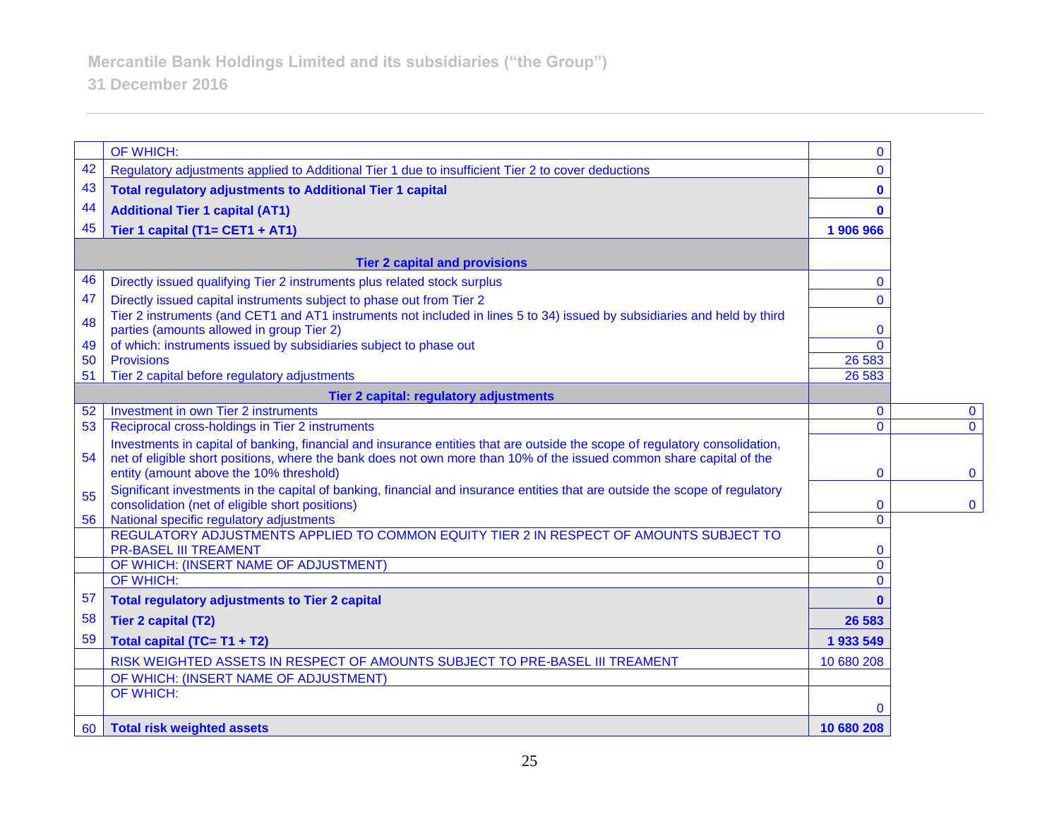| | | | |
|---|---|---|---|
| | OF WHICH: | 0 | |
| 42 | Regulatory adjustments applied to Additional Tier 1 due to insufficient Tier 2 to cover deductions | 0 | |
| 43 | **Total regulatory adjustments to Additional Tier 1 capital** | **0** | |
| 44 | **Additional Tier 1 capital (AT1)** | **0** | |
| 45 | **Tier 1 capital (T1= CET1 + AT1)** | **1 906 966** | |
| | **Tier 2 capital and provisions** | | |
| 46 | Directly issued qualifying Tier 2 instruments plus related stock surplus | 0 | |
| 47 | Directly issued capital instruments subject to phase out from Tier 2 | 0 | |
| 48 | Tier 2 instruments (and CET1 and AT1 instruments not included in lines 5 to 34) issued by subsidiaries and held by third parties (amounts allowed in group Tier 2) | 0 | |
| 49 | of which: instruments issued by subsidiaries subject to phase out | 0 | |
| 50 | Provisions | 26 583 | |
| 51 | Tier 2 capital before regulatory adjustments | 26 583 | |
| | **Tier 2 capital: regulatory adjustments** | | |
| 52 | Investment in own Tier 2 instruments | 0 | 0 |
| 53 | Reciprocal cross-holdings in Tier 2 instruments | 0 | 0 |
| 54 | Investments in capital of banking, financial and insurance entities that are outside the scope of regulatory consolidation, net of eligible short positions, where the bank does not own more than 10% of the issued common share capital of the entity (amount above the 10% threshold) | 0 | 0 |
| 55 | Significant investments in the capital of banking, financial and insurance entities that are outside the scope of regulatory consolidation (net of eligible short positions) | 0 | 0 |
| 56 | National specific regulatory adjustments | 0 | |
| | REGULATORY ADJUSTMENTS APPLIED TO COMMON EQUITY TIER 2 IN RESPECT OF AMOUNTS SUBJECT TO PR-BASEL III TREAMENT | 0 | |
| | OF WHICH: (INSERT NAME OF ADJUSTMENT) | 0 | |
| | OF WHICH: | 0 | |
| 57 | **Total regulatory adjustments to Tier 2 capital** | **0** | |
| 58 | **Tier 2 capital (T2)** | **26 583** | |
| 59 | **Total capital (TC= T1 + T2)** | **1 933 549** | |
| | RISK WEIGHTED ASSETS IN RESPECT OF AMOUNTS SUBJECT TO PRE-BASEL III TREAMENT | 10 680 208 | |
| | OF WHICH: (INSERT NAME OF ADJUSTMENT) | | |
| | OF WHICH: | 0 | |
| 60 | **Total risk weighted assets** | **10 680 208** | |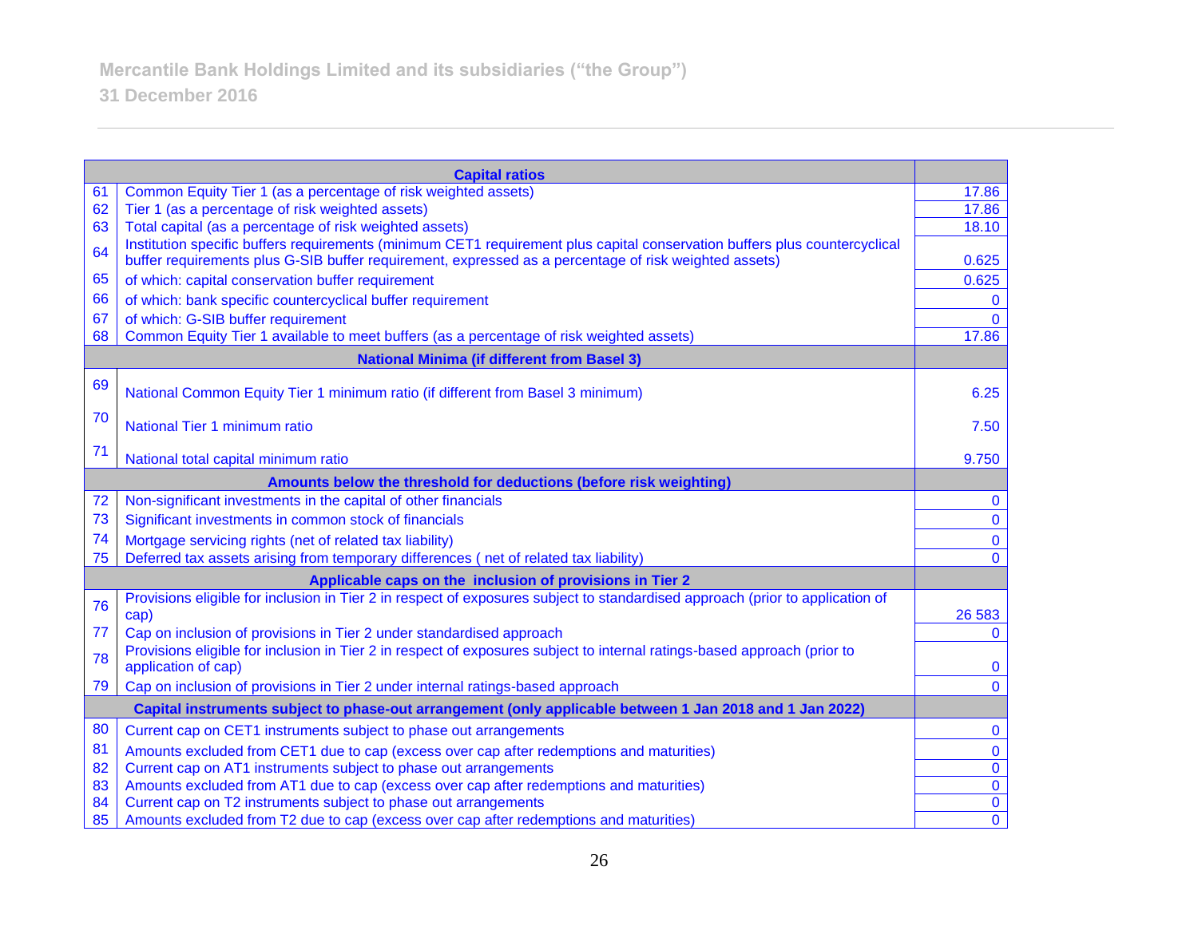Mercantile Bank Holdings Limited and its subsidiaries ("the Group")

31 December 2016

| | Capital ratios | |
|---|---|---|
| 61 | Common Equity Tier 1 (as a percentage of risk weighted assets) | 17.86 |
| 62 | Tier 1 (as a percentage of risk weighted assets) | 17.86 |
| 63 | Total capital (as a percentage of risk weighted assets) | 18.10 |
| 64 | Institution specific buffers requirements (minimum CET1 requirement plus capital conservation buffers plus countercyclical buffer requirements plus G-SIB buffer requirement, expressed as a percentage of risk weighted assets) | 0.625 |
| 65 | of which: capital conservation buffer requirement | 0.625 |
| 66 | of which: bank specific countercyclical buffer requirement | 0 |
| 67 | of which: G-SIB buffer requirement | 0 |
| 68 | Common Equity Tier 1 available to meet buffers (as a percentage of risk weighted assets) | 17.86 |
| | **National Minima (if different from Basel 3)** | |
| 69 | National Common Equity Tier 1 minimum ratio (if different from Basel 3 minimum) | 6.25 |
| 70 | National Tier 1 minimum ratio | 7.50 |
| 71 | National total capital minimum ratio | 9.750 |
| | **Amounts below the threshold for deductions (before risk weighting)** | |
| 72 | Non-significant investments in the capital of other financials | 0 |
| 73 | Significant investments in common stock of financials | 0 |
| 74 | Mortgage servicing rights (net of related tax liability) | 0 |
| 75 | Deferred tax assets arising from temporary differences ( net of related tax liability) | 0 |
| | **Applicable caps on the inclusion of provisions in Tier 2** | |
| 76 | Provisions eligible for inclusion in Tier 2 in respect of exposures subject to standardised approach (prior to application of cap) | 26 583 |
| 77 | Cap on inclusion of provisions in Tier 2 under standardised approach | 0 |
| 78 | Provisions eligible for inclusion in Tier 2 in respect of exposures subject to internal ratings-based approach (prior to application of cap) | 0 |
| 79 | Cap on inclusion of provisions in Tier 2 under internal ratings-based approach | 0 |
| | **Capital instruments subject to phase-out arrangement (only applicable between 1 Jan 2018 and 1 Jan 2022)** | |
| 80 | Current cap on CET1 instruments subject to phase out arrangements | 0 |
| 81 | Amounts excluded from CET1 due to cap (excess over cap after redemptions and maturities) | 0 |
| 82 | Current cap on AT1 instruments subject to phase out arrangements | 0 |
| 83 | Amounts excluded from AT1 due to cap (excess over cap after redemptions and maturities) | 0 |
| 84 | Current cap on T2 instruments subject to phase out arrangements | 0 |
| 85 | Amounts excluded from T2 due to cap (excess over cap after redemptions and maturities) | 0 |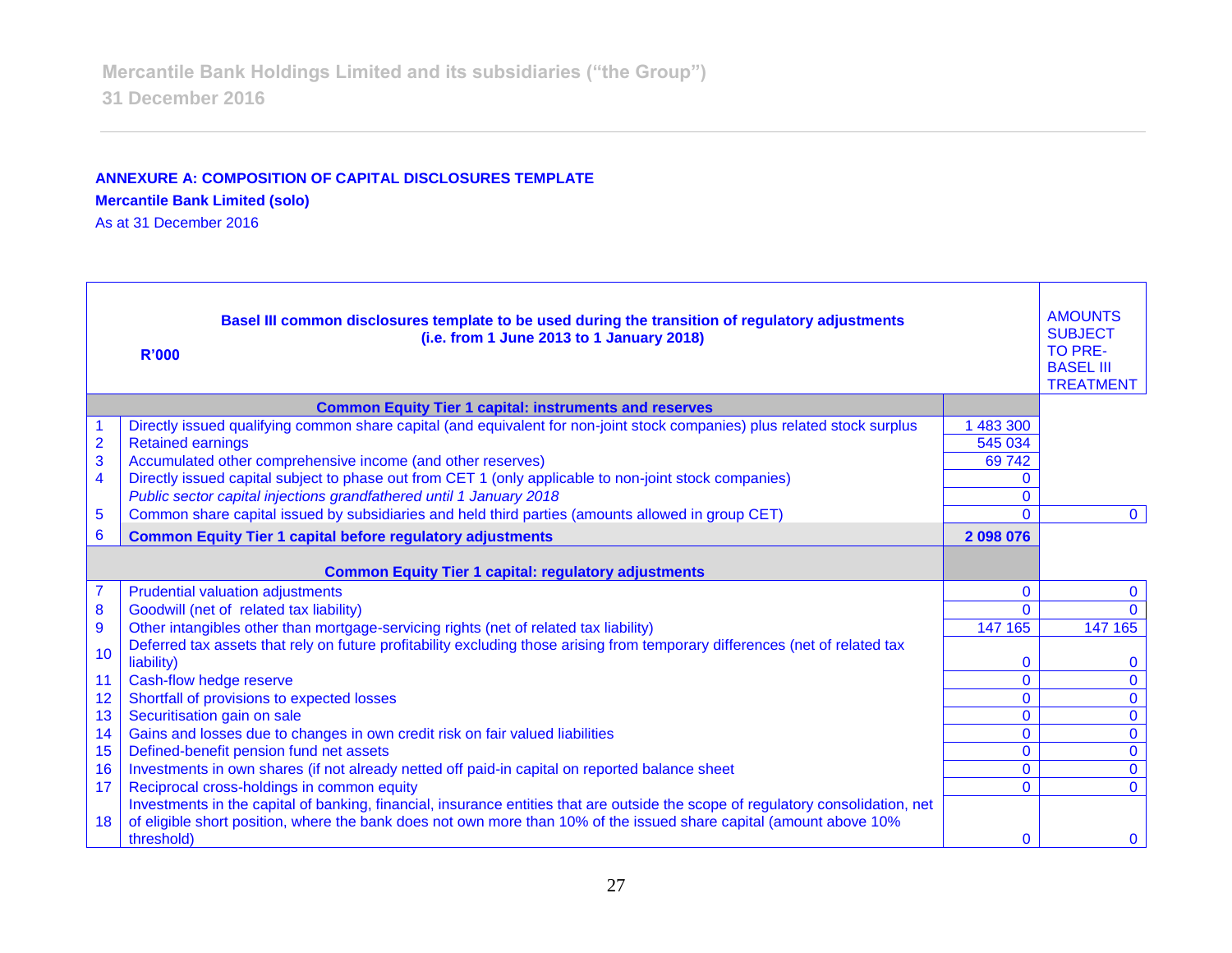**ANNEXURE A: COMPOSITION OF CAPITAL DISCLOSURES TEMPLATE**

**Mercantile Bank Limited (solo)**

As at 31 December 2016

| | **Basel III common disclosures template to be used during the transition of regulatory adjustments (i.e. from 1 June 2013 to 1 January 2018)** **R'000** | | AMOUNTS SUBJECT TO PRE-BASEL III TREATMENT |
|---|---|---|---|
| | **Common Equity Tier 1 capital: instruments and reserves** | | |
| 1 | Directly issued qualifying common share capital (and equivalent for non-joint stock companies) plus related stock surplus | 1 483 300 | |
| 2 | Retained earnings | 545 034 | |
| 3 | Accumulated other comprehensive income (and other reserves) | 69 742 | |
| 4 | Directly issued capital subject to phase out from CET 1 (only applicable to non-joint stock companies) | 0 | |
| | *Public sector capital injections grandfathered until 1 January 2018* | 0 | |
| 5 | Common share capital issued by subsidiaries and held third parties (amounts allowed in group CET) | 0 | 0 |
| 6 | **Common Equity Tier 1 capital before regulatory adjustments** | **2 098 076** | |
| | **Common Equity Tier 1 capital: regulatory adjustments** | | |
| 7 | Prudential valuation adjustments | 0 | 0 |
| 8 | Goodwill (net of related tax liability) | 0 | 0 |
| 9 | Other intangibles other than mortgage-servicing rights (net of related tax liability) | 147 165 | 147 165 |
| 10 | Deferred tax assets that rely on future profitability excluding those arising from temporary differences (net of related tax liability) | 0 | 0 |
| 11 | Cash-flow hedge reserve | 0 | 0 |
| 12 | Shortfall of provisions to expected losses | 0 | 0 |
| 13 | Securitisation gain on sale | 0 | 0 |
| 14 | Gains and losses due to changes in own credit risk on fair valued liabilities | 0 | 0 |
| 15 | Defined-benefit pension fund net assets | 0 | 0 |
| 16 | Investments in own shares (if not already netted off paid-in capital on reported balance sheet | 0 | 0 |
| 17 | Reciprocal cross-holdings in common equity | 0 | 0 |
| 18 | Investments in the capital of banking, financial, insurance entities that are outside the scope of regulatory consolidation, net of eligible short position, where the bank does not own more than 10% of the issued share capital (amount above 10% threshold) | 0 | 0 |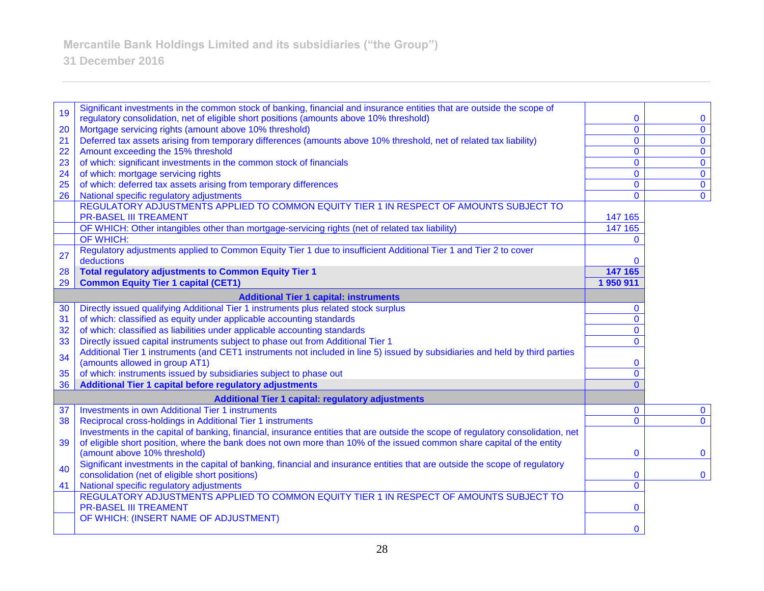| | | | |
|---|---|---|---|
| 19 | Significant investments in the common stock of banking, financial and insurance entities that are outside the scope of regulatory consolidation, net of eligible short positions (amounts above 10% threshold) | 0 | 0 |
| 20 | Mortgage servicing rights (amount above 10% threshold) | 0 | 0 |
| 21 | Deferred tax assets arising from temporary differences (amounts above 10% threshold, net of related tax liability) | 0 | 0 |
| 22 | Amount exceeding the 15% threshold | 0 | 0 |
| 23 | of which: significant investments in the common stock of financials | 0 | 0 |
| 24 | of which: mortgage servicing rights | 0 | 0 |
| 25 | of which: deferred tax assets arising from temporary differences | 0 | 0 |
| 26 | National specific regulatory adjustments | 0 | 0 |
| | REGULATORY ADJUSTMENTS APPLIED TO COMMON EQUITY TIER 1 IN RESPECT OF AMOUNTS SUBJECT TO PR-BASEL III TREAMENT | 147 165 | |
| | OF WHICH: Other intangibles other than mortgage-servicing rights (net of related tax liability) | 147 165 | |
| | OF WHICH: | 0 | |
| 27 | Regulatory adjustments applied to Common Equity Tier 1 due to insufficient Additional Tier 1 and Tier 2 to cover deductions | 0 | |
| 28 | **Total regulatory adjustments to Common Equity Tier 1** | **147 165** | |
| 29 | **Common Equity Tier 1 capital (CET1)** | **1 950 911** | |
| | **Additional Tier 1 capital: instruments** | | |
| 30 | Directly issued qualifying Additional Tier 1 instruments plus related stock surplus | 0 | |
| 31 | of which: classified as equity under applicable accounting standards | 0 | |
| 32 | of which: classified as liabilities under applicable accounting standards | 0 | |
| 33 | Directly issued capital instruments subject to phase out from Additional Tier 1 | 0 | |
| 34 | Additional Tier 1 instruments (and CET1 instruments not included in line 5) issued by subsidiaries and held by third parties (amounts allowed in group AT1) | 0 | |
| 35 | of which: instruments issued by subsidiaries subject to phase out | 0 | |
| 36 | **Additional Tier 1 capital before regulatory adjustments** | 0 | |
| | **Additional Tier 1 capital: regulatory adjustments** | | |
| 37 | Investments in own Additional Tier 1 instruments | 0 | 0 |
| 38 | Reciprocal cross-holdings in Additional Tier 1 instruments | 0 | 0 |
| 39 | Investments in the capital of banking, financial, insurance entities that are outside the scope of regulatory consolidation, net of eligible short position, where the bank does not own more than 10% of the issued common share capital of the entity (amount above 10% threshold) | 0 | 0 |
| 40 | Significant investments in the capital of banking, financial and insurance entities that are outside the scope of regulatory consolidation (net of eligible short positions) | 0 | 0 |
| 41 | National specific regulatory adjustments | 0 | |
| | REGULATORY ADJUSTMENTS APPLIED TO COMMON EQUITY TIER 1 IN RESPECT OF AMOUNTS SUBJECT TO PR-BASEL III TREAMENT | 0 | |
| | OF WHICH: (INSERT NAME OF ADJUSTMENT) | 0 | |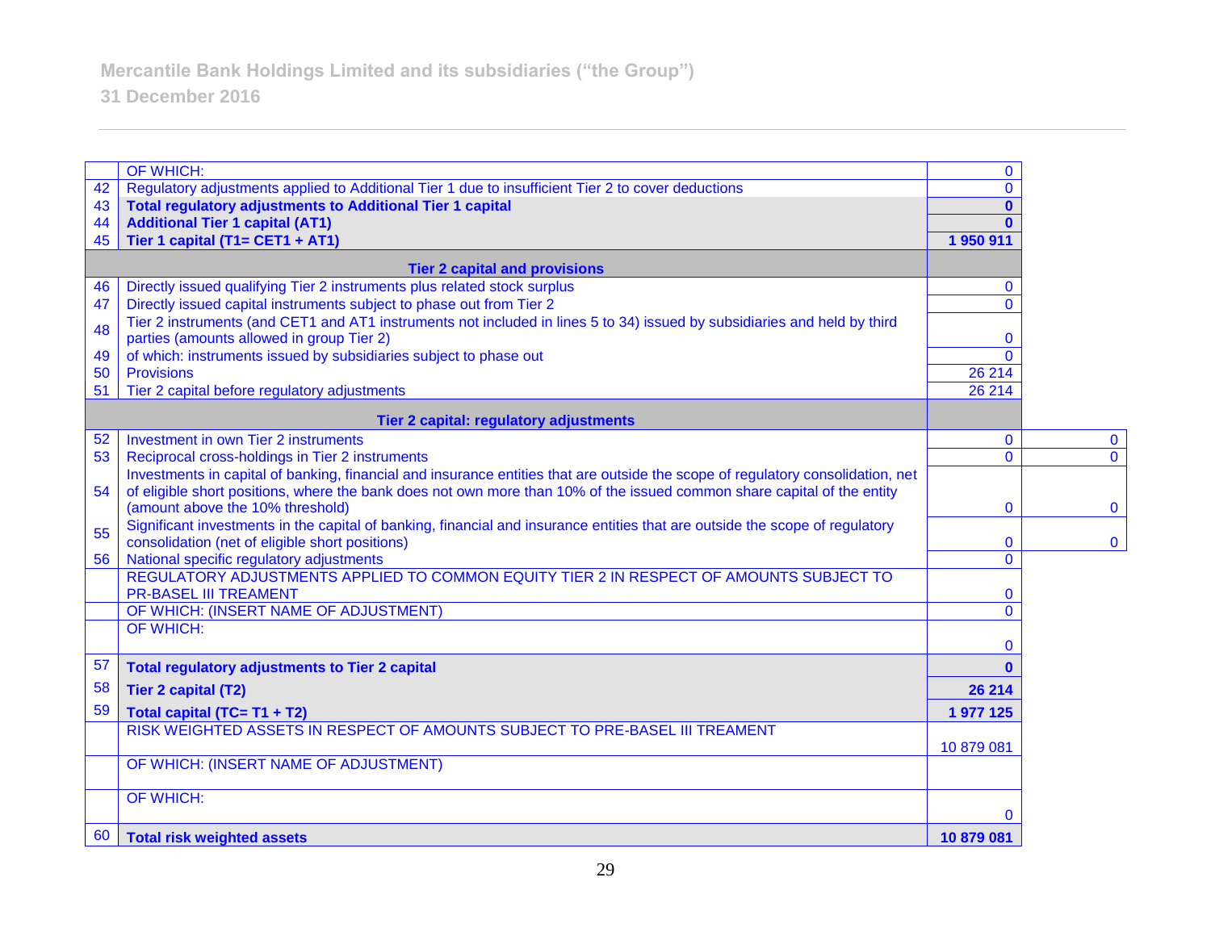| | | | |
|---|---|---|---|
| | OF WHICH: | 0 | |
| 42 | Regulatory adjustments applied to Additional Tier 1 due to insufficient Tier 2 to cover deductions | 0 | |
| 43 | **Total regulatory adjustments to Additional Tier 1 capital** | **0** | |
| 44 | **Additional Tier 1 capital (AT1)** | **0** | |
| 45 | **Tier 1 capital (T1= CET1 + AT1)** | **1 950 911** | |
| | **Tier 2 capital and provisions** | | |
| 46 | Directly issued qualifying Tier 2 instruments plus related stock surplus | 0 | |
| 47 | Directly issued capital instruments subject to phase out from Tier 2 | 0 | |
| 48 | Tier 2 instruments (and CET1 and AT1 instruments not included in lines 5 to 34) issued by subsidiaries and held by third parties (amounts allowed in group Tier 2) | 0 | |
| 49 | of which: instruments issued by subsidiaries subject to phase out | 0 | |
| 50 | Provisions | 26 214 | |
| 51 | Tier 2 capital before regulatory adjustments | 26 214 | |
| | **Tier 2 capital: regulatory adjustments** | | |
| 52 | Investment in own Tier 2 instruments | 0 | 0 |
| 53 | Reciprocal cross-holdings in Tier 2 instruments | 0 | 0 |
| 54 | Investments in capital of banking, financial and insurance entities that are outside the scope of regulatory consolidation, net of eligible short positions, where the bank does not own more than 10% of the issued common share capital of the entity (amount above the 10% threshold) | 0 | 0 |
| 55 | Significant investments in the capital of banking, financial and insurance entities that are outside the scope of regulatory consolidation (net of eligible short positions) | 0 | 0 |
| 56 | National specific regulatory adjustments | 0 | |
| | REGULATORY ADJUSTMENTS APPLIED TO COMMON EQUITY TIER 2 IN RESPECT OF AMOUNTS SUBJECT TO PR-BASEL III TREAMENT | 0 | |
| | OF WHICH: (INSERT NAME OF ADJUSTMENT) | 0 | |
| | OF WHICH: | 0 | |
| 57 | **Total regulatory adjustments to Tier 2 capital** | **0** | |
| 58 | **Tier 2 capital (T2)** | **26 214** | |
| 59 | **Total capital (TC= T1 + T2)** | **1 977 125** | |
| | RISK WEIGHTED ASSETS IN RESPECT OF AMOUNTS SUBJECT TO PRE-BASEL III TREAMENT | 10 879 081 | |
| | OF WHICH: (INSERT NAME OF ADJUSTMENT) | | |
| | OF WHICH: | 0 | |
| 60 | **Total risk weighted assets** | **10 879 081** | |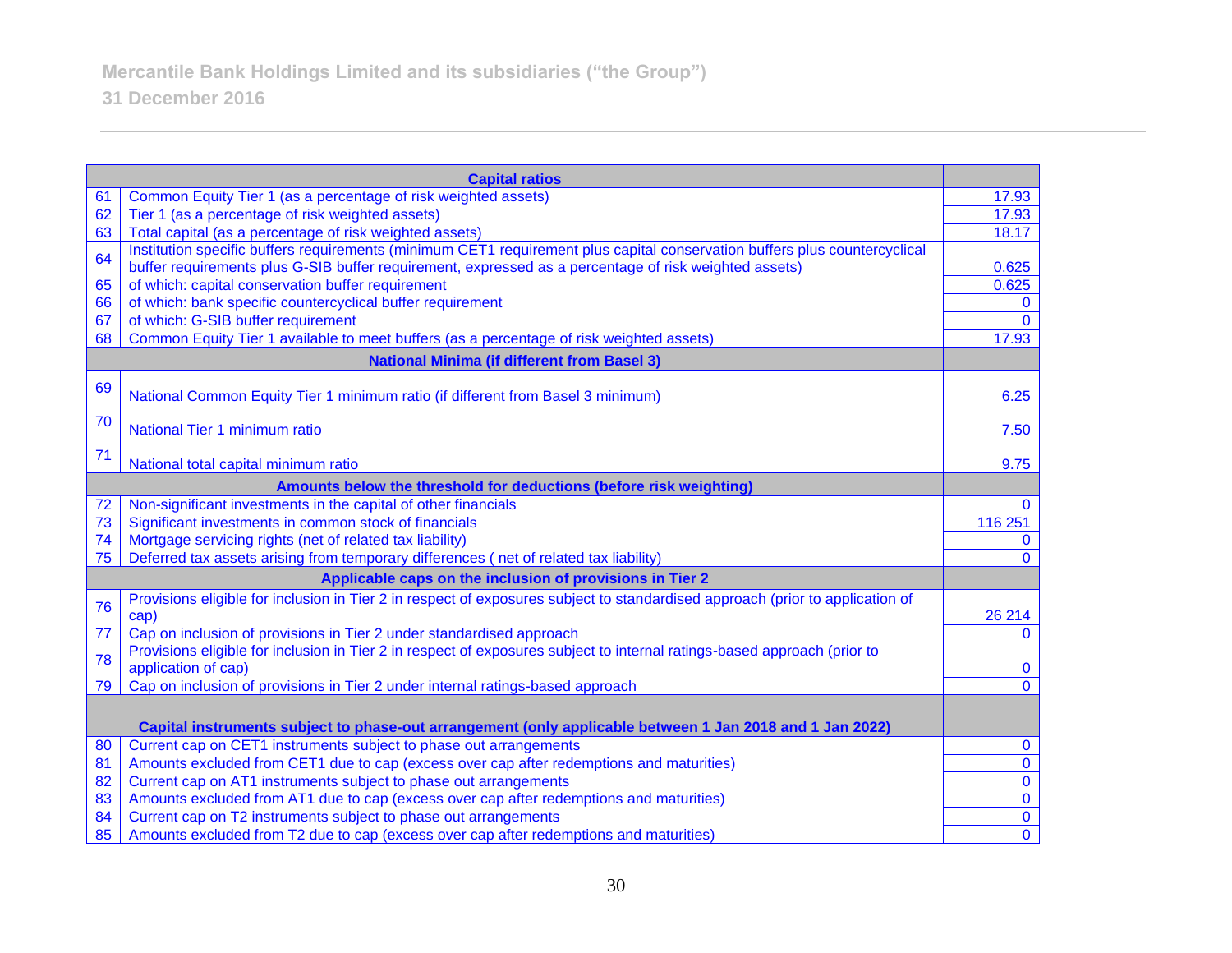| | Capital ratios | |
|---|---|---|
| 61 | Common Equity Tier 1 (as a percentage of risk weighted assets) | 17.93 |
| 62 | Tier 1 (as a percentage of risk weighted assets) | 17.93 |
| 63 | Total capital (as a percentage of risk weighted assets) | 18.17 |
| 64 | Institution specific buffers requirements (minimum CET1 requirement plus capital conservation buffers plus countercyclical buffer requirements plus G-SIB buffer requirement, expressed as a percentage of risk weighted assets) | 0.625 |
| 65 | of which: capital conservation buffer requirement | 0.625 |
| 66 | of which: bank specific countercyclical buffer requirement | 0 |
| 67 | of which: G-SIB buffer requirement | 0 |
| 68 | Common Equity Tier 1 available to meet buffers (as a percentage of risk weighted assets) | 17.93 |
| | **National Minima (if different from Basel 3)** | |
| 69 | National Common Equity Tier 1 minimum ratio (if different from Basel 3 minimum) | 6.25 |
| 70 | National Tier 1 minimum ratio | 7.50 |
| 71 | National total capital minimum ratio | 9.75 |
| | **Amounts below the threshold for deductions (before risk weighting)** | |
| 72 | Non-significant investments in the capital of other financials | 0 |
| 73 | Significant investments in common stock of financials | 116 251 |
| 74 | Mortgage servicing rights (net of related tax liability) | 0 |
| 75 | Deferred tax assets arising from temporary differences ( net of related tax liability) | 0 |
| | **Applicable caps on the inclusion of provisions in Tier 2** | |
| 76 | Provisions eligible for inclusion in Tier 2 in respect of exposures subject to standardised approach (prior to application of cap) | 26 214 |
| 77 | Cap on inclusion of provisions in Tier 2 under standardised approach | 0 |
| 78 | Provisions eligible for inclusion in Tier 2 in respect of exposures subject to internal ratings-based approach (prior to application of cap) | 0 |
| 79 | Cap on inclusion of provisions in Tier 2 under internal ratings-based approach | 0 |
| | **Capital instruments subject to phase-out arrangement (only applicable between 1 Jan 2018 and 1 Jan 2022)** | |
| 80 | Current cap on CET1 instruments subject to phase out arrangements | 0 |
| 81 | Amounts excluded from CET1 due to cap (excess over cap after redemptions and maturities) | 0 |
| 82 | Current cap on AT1 instruments subject to phase out arrangements | 0 |
| 83 | Amounts excluded from AT1 due to cap (excess over cap after redemptions and maturities) | 0 |
| 84 | Current cap on T2 instruments subject to phase out arrangements | 0 |
| 85 | Amounts excluded from T2 due to cap (excess over cap after redemptions and maturities) | 0 |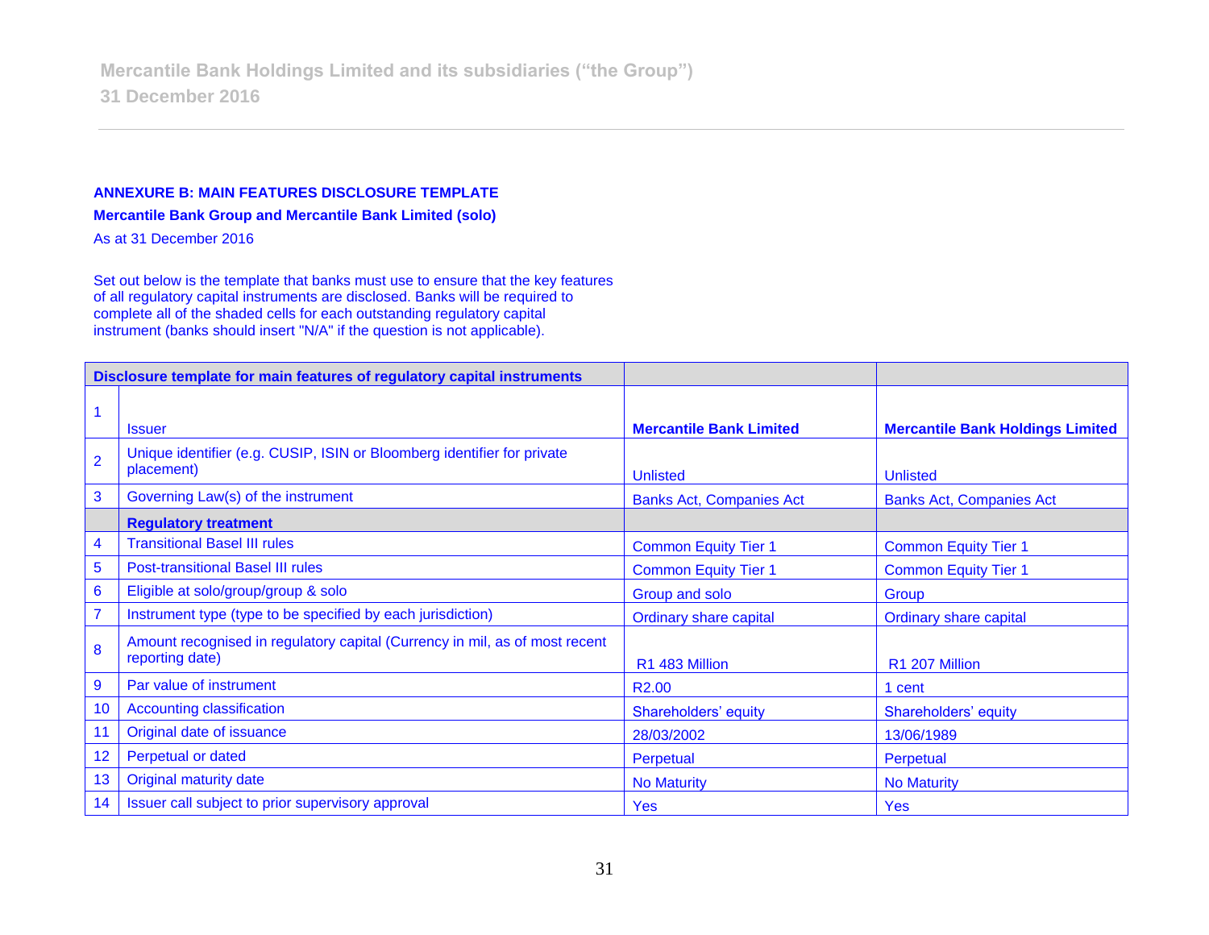**ANNEXURE B: MAIN FEATURES DISCLOSURE TEMPLATE**

**Mercantile Bank Group and Mercantile Bank Limited (solo)**

As at 31 December 2016

Set out below is the template that banks must use to ensure that the key features of all regulatory capital instruments are disclosed. Banks will be required to complete all of the shaded cells for each outstanding regulatory capital instrument (banks should insert "N/A" if the question is not applicable).

| **Disclosure template for main features of regulatory capital instruments** | | | |
|---|---|---|---|
| 1 | Issuer | **Mercantile Bank Limited** | **Mercantile Bank Holdings Limited** |
| 2 | Unique identifier (e.g. CUSIP, ISIN or Bloomberg identifier for private placement) | Unlisted | Unlisted |
| 3 | Governing Law(s) of the instrument | Banks Act, Companies Act | Banks Act, Companies Act |
| | **Regulatory treatment** | | |
| 4 | Transitional Basel III rules | Common Equity Tier 1 | Common Equity Tier 1 |
| 5 | Post-transitional Basel III rules | Common Equity Tier 1 | Common Equity Tier 1 |
| 6 | Eligible at solo/group/group & solo | Group and solo | Group |
| 7 | Instrument type (type to be specified by each jurisdiction) | Ordinary share capital | Ordinary share capital |
| 8 | Amount recognised in regulatory capital (Currency in mil, as of most recent reporting date) | R1 483 Million | R1 207 Million |
| 9 | Par value of instrument | R2.00 | 1 cent |
| 10 | Accounting classification | Shareholders' equity | Shareholders' equity |
| 11 | Original date of issuance | 28/03/2002 | 13/06/1989 |
| 12 | Perpetual or dated | Perpetual | Perpetual |
| 13 | Original maturity date | No Maturity | No Maturity |
| 14 | Issuer call subject to prior supervisory approval | Yes | Yes |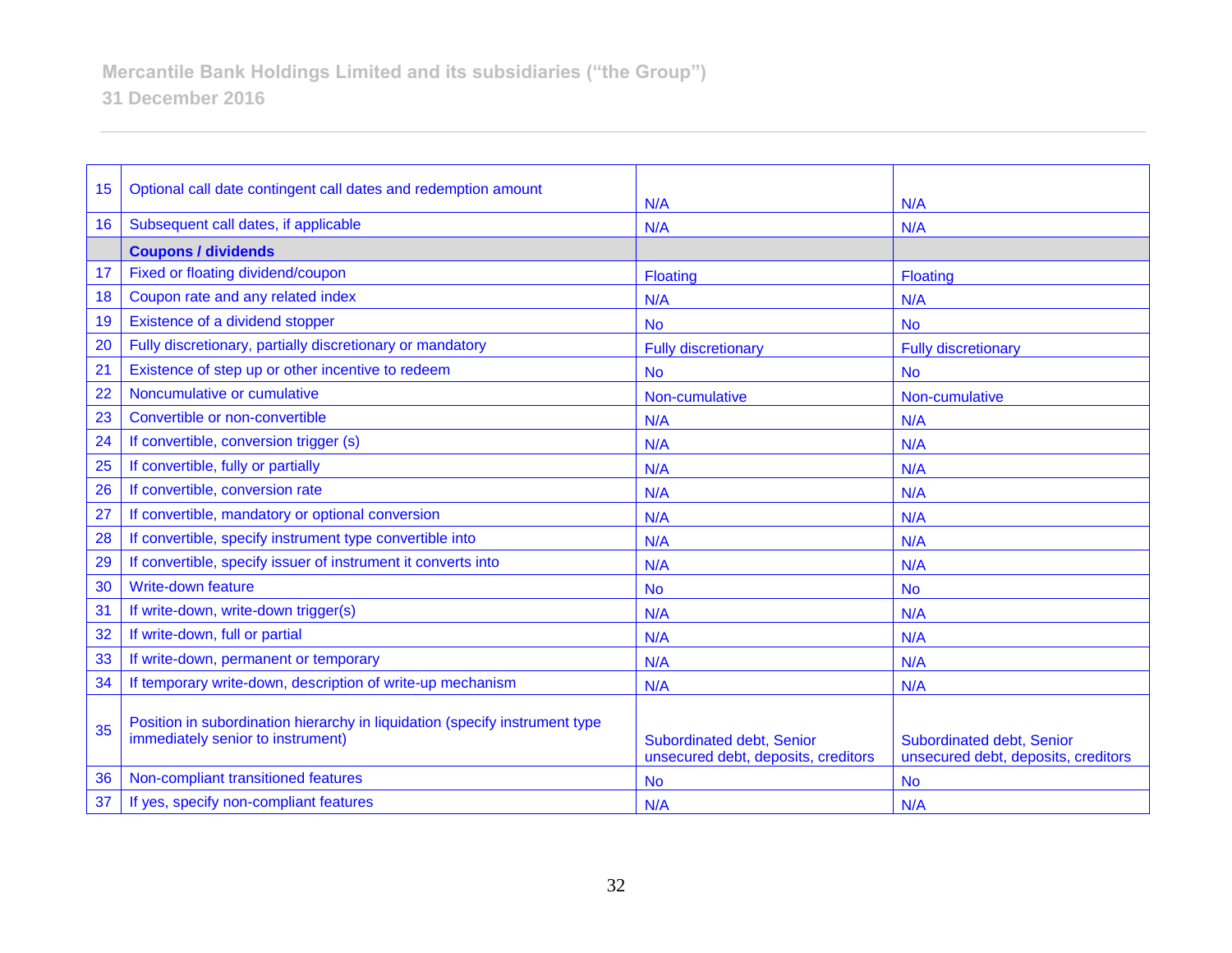| | | | |
|---|---|---|---|
| 15 | Optional call date contingent call dates and redemption amount | N/A | N/A |
| 16 | Subsequent call dates, if applicable | N/A | N/A |
| | **Coupons / dividends** | | |
| 17 | Fixed or floating dividend/coupon | Floating | Floating |
| 18 | Coupon rate and any related index | N/A | N/A |
| 19 | Existence of a dividend stopper | No | No |
| 20 | Fully discretionary, partially discretionary or mandatory | Fully discretionary | Fully discretionary |
| 21 | Existence of step up or other incentive to redeem | No | No |
| 22 | Noncumulative or cumulative | Non-cumulative | Non-cumulative |
| 23 | Convertible or non-convertible | N/A | N/A |
| 24 | If convertible, conversion trigger (s) | N/A | N/A |
| 25 | If convertible, fully or partially | N/A | N/A |
| 26 | If convertible, conversion rate | N/A | N/A |
| 27 | If convertible, mandatory or optional conversion | N/A | N/A |
| 28 | If convertible, specify instrument type convertible into | N/A | N/A |
| 29 | If convertible, specify issuer of instrument it converts into | N/A | N/A |
| 30 | Write-down feature | No | No |
| 31 | If write-down, write-down trigger(s) | N/A | N/A |
| 32 | If write-down, full or partial | N/A | N/A |
| 33 | If write-down, permanent or temporary | N/A | N/A |
| 34 | If temporary write-down, description of write-up mechanism | N/A | N/A |
| 35 | Position in subordination hierarchy in liquidation (specify instrument type immediately senior to instrument) | Subordinated debt, Senior unsecured debt, deposits, creditors | Subordinated debt, Senior unsecured debt, deposits, creditors |
| 36 | Non-compliant transitioned features | No | No |
| 37 | If yes, specify non-compliant features | N/A | N/A |